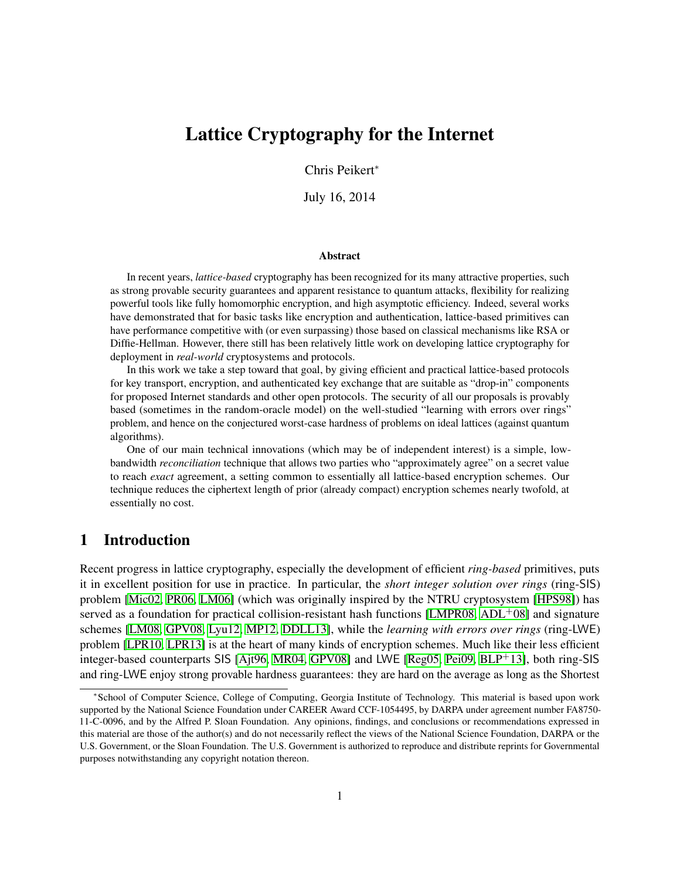# Lattice Cryptography for the Internet

Chris Peikert*

July 16, 2014

### Abstract

In recent years, *lattice-based* cryptography has been recognized for its many attractive properties, such as strong provable security guarantees and apparent resistance to quantum attacks, flexibility for realizing powerful tools like fully homomorphic encryption, and high asymptotic efficiency. Indeed, several works have demonstrated that for basic tasks like encryption and authentication, lattice-based primitives can have performance competitive with (or even surpassing) those based on classical mechanisms like RSA or Diffie-Hellman. However, there still has been relatively little work on developing lattice cryptography for deployment in *real-world* cryptosystems and protocols.

In this work we take a step toward that goal, by giving efficient and practical lattice-based protocols for key transport, encryption, and authenticated key exchange that are suitable as "drop-in" components for proposed Internet standards and other open protocols. The security of all our proposals is provably based (sometimes in the random-oracle model) on the well-studied "learning with errors over rings" problem, and hence on the conjectured worst-case hardness of problems on ideal lattices (against quantum algorithms).

One of our main technical innovations (which may be of independent interest) is a simple, low-bandwidth *reconciliation* technique that allows two parties who "approximately agree" on a secret value to reach *exact* agreement, a setting common to essentially all lattice-based encryption schemes. Our technique reduces the ciphertext length of prior (already compact) encryption schemes nearly twofold, at essentially no cost.

## 1 Introduction

Recent progress in lattice cryptography, especially the development of efficient *ring-based* primitives, puts it in excellent position for use in practice. In particular, the *short integer solution over rings* (ring-SIS) problem [Mic02, PR06, LM06] (which was originally inspired by the NTRU cryptosystem [HPS98]) has served as a foundation for practical collision-resistant hash functions [LMPR08, ADL+08] and signature schemes [LM08, GPV08, Lyu12, MP12, DDLL13], while the *learning with errors over rings* (ring-LWE) problem [LPR10, LPR13] is at the heart of many kinds of encryption schemes. Much like their less efficient integer-based counterparts SIS [Ajt96, MR04, GPV08] and LWE [Reg05, Pei09, BLP+13], both ring-SIS and ring-LWE enjoy strong provable hardness guarantees: they are hard on the average as long as the Shortest

*School of Computer Science, College of Computing, Georgia Institute of Technology. This material is based upon work supported by the National Science Foundation under CAREER Award CCF-1054495, by DARPA under agreement number FA8750-11-C-0096, and by the Alfred P. Sloan Foundation. Any opinions, findings, and conclusions or recommendations expressed in this material are those of the author(s) and do not necessarily reflect the views of the National Science Foundation, DARPA or the U.S. Government, or the Sloan Foundation. The U.S. Government is authorized to reproduce and distribute reprints for Governmental purposes notwithstanding any copyright notation thereon.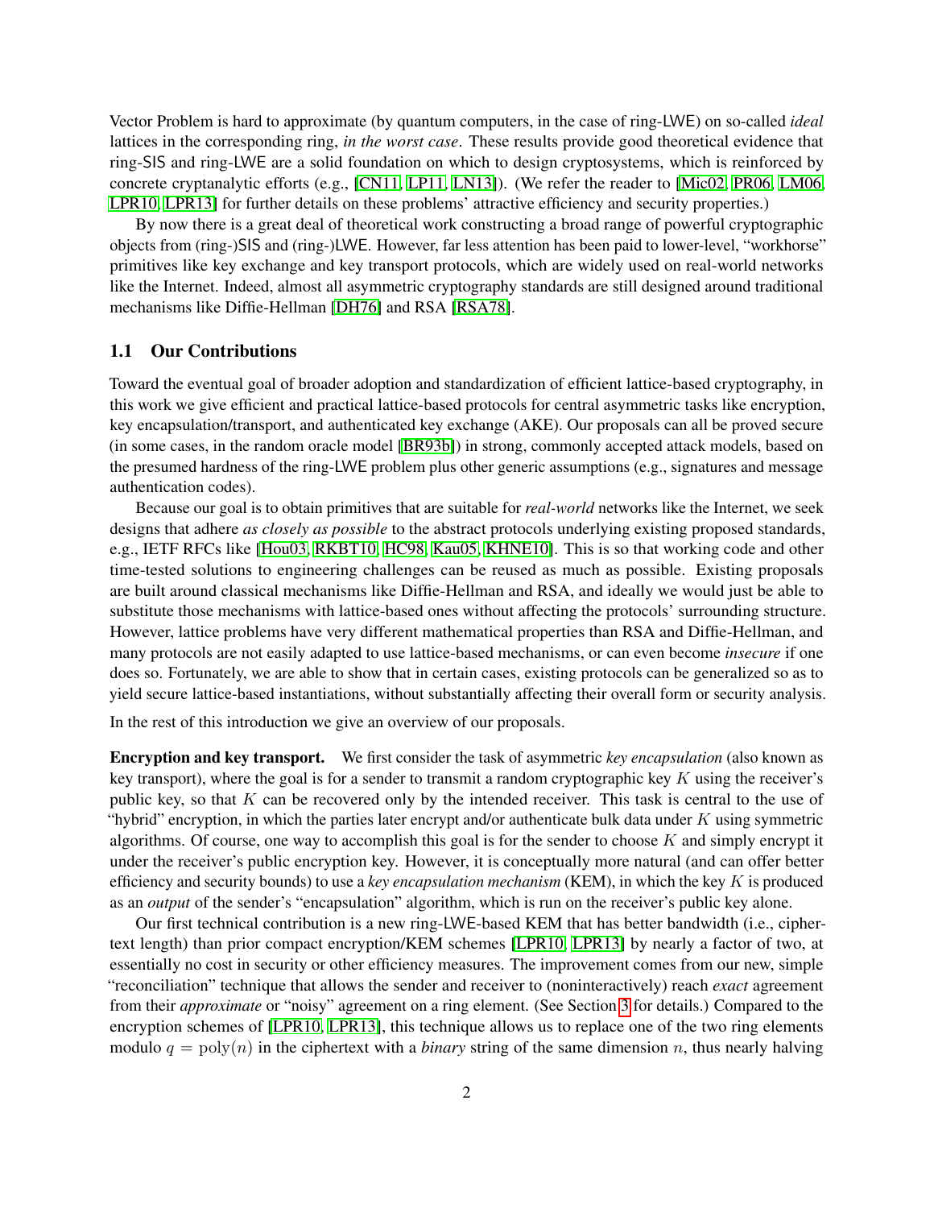Vector Problem is hard to approximate (by quantum computers, in the case of ring-LWE) on so-called *ideal* lattices in the corresponding ring, *in the worst case*. These results provide good theoretical evidence that ring-SIS and ring-LWE are a solid foundation on which to design cryptosystems, which is reinforced by concrete cryptanalytic efforts (e.g., [CN11, LP11, LN13]). (We refer the reader to [Mic02, PR06, LM06, LPR10, LPR13] for further details on these problems' attractive efficiency and security properties.)

By now there is a great deal of theoretical work constructing a broad range of powerful cryptographic objects from (ring-)SIS and (ring-)LWE. However, far less attention has been paid to lower-level, "workhorse" primitives like key exchange and key transport protocols, which are widely used on real-world networks like the Internet. Indeed, almost all asymmetric cryptography standards are still designed around traditional mechanisms like Diffie-Hellman [DH76] and RSA [RSA78].

### 1.1 Our Contributions

Toward the eventual goal of broader adoption and standardization of efficient lattice-based cryptography, in this work we give efficient and practical lattice-based protocols for central asymmetric tasks like encryption, key encapsulation/transport, and authenticated key exchange (AKE). Our proposals can all be proved secure (in some cases, in the random oracle model [BR93b]) in strong, commonly accepted attack models, based on the presumed hardness of the ring-LWE problem plus other generic assumptions (e.g., signatures and message authentication codes).

Because our goal is to obtain primitives that are suitable for *real-world* networks like the Internet, we seek designs that adhere *as closely as possible* to the abstract protocols underlying existing proposed standards, e.g., IETF RFCs like [Hou03, RKBT10, HC98, Kau05, KHNE10]. This is so that working code and other time-tested solutions to engineering challenges can be reused as much as possible. Existing proposals are built around classical mechanisms like Diffie-Hellman and RSA, and ideally we would just be able to substitute those mechanisms with lattice-based ones without affecting the protocols' surrounding structure. However, lattice problems have very different mathematical properties than RSA and Diffie-Hellman, and many protocols are not easily adapted to use lattice-based mechanisms, or can even become *insecure* if one does so. Fortunately, we are able to show that in certain cases, existing protocols can be generalized so as to yield secure lattice-based instantiations, without substantially affecting their overall form or security analysis.

In the rest of this introduction we give an overview of our proposals.

**Encryption and key transport.** We first consider the task of asymmetric *key encapsulation* (also known as key transport), where the goal is for a sender to transmit a random cryptographic key $K$ using the receiver's public key, so that $K$ can be recovered only by the intended receiver. This task is central to the use of "hybrid" encryption, in which the parties later encrypt and/or authenticate bulk data under $K$ using symmetric algorithms. Of course, one way to accomplish this goal is for the sender to choose $K$ and simply encrypt it under the receiver's public encryption key. However, it is conceptually more natural (and can offer better efficiency and security bounds) to use a *key encapsulation mechanism* (KEM), in which the key $K$ is produced as an *output* of the sender's "encapsulation" algorithm, which is run on the receiver's public key alone.

Our first technical contribution is a new ring-LWE-based KEM that has better bandwidth (i.e., ciphertext length) than prior compact encryption/KEM schemes [LPR10, LPR13] by nearly a factor of two, at essentially no cost in security or other efficiency measures. The improvement comes from our new, simple "reconciliation" technique that allows the sender and receiver to (noninteractively) reach *exact* agreement from their *approximate* or "noisy" agreement on a ring element. (See Section 3 for details.) Compared to the encryption schemes of [LPR10, LPR13], this technique allows us to replace one of the two ring elements modulo $q = \mathrm{poly}(n)$ in the ciphertext with a *binary* string of the same dimension $n$, thus nearly halving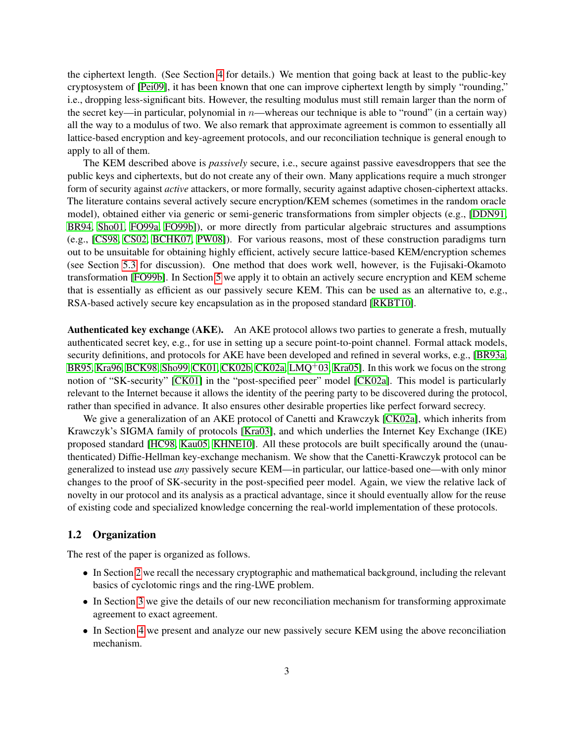the ciphertext length. (See Section 4 for details.) We mention that going back at least to the public-key cryptosystem of [Pei09], it has been known that one can improve ciphertext length by simply "rounding," i.e., dropping less-significant bits. However, the resulting modulus must still remain larger than the norm of the secret key—in particular, polynomial in $n$—whereas our technique is able to "round" (in a certain way) all the way to a modulus of two. We also remark that approximate agreement is common to essentially all lattice-based encryption and key-agreement protocols, and our reconciliation technique is general enough to apply to all of them.

The KEM described above is *passively* secure, i.e., secure against passive eavesdroppers that see the public keys and ciphertexts, but do not create any of their own. Many applications require a much stronger form of security against *active* attackers, or more formally, security against adaptive chosen-ciphertext attacks. The literature contains several actively secure encryption/KEM schemes (sometimes in the random oracle model), obtained either via generic or semi-generic transformations from simpler objects (e.g., [DDN91, BR94, Sho01, FO99a, FO99b]), or more directly from particular algebraic structures and assumptions (e.g., [CS98, CS02, BCHK07, PW08]). For various reasons, most of these construction paradigms turn out to be unsuitable for obtaining highly efficient, actively secure lattice-based KEM/encryption schemes (see Section 5.3 for discussion). One method that does work well, however, is the Fujisaki-Okamoto transformation [FO99b]. In Section 5 we apply it to obtain an actively secure encryption and KEM scheme that is essentially as efficient as our passively secure KEM. This can be used as an alternative to, e.g., RSA-based actively secure key encapsulation as in the proposed standard [RKBT10].

**Authenticated key exchange (AKE).** An AKE protocol allows two parties to generate a fresh, mutually authenticated secret key, e.g., for use in setting up a secure point-to-point channel. Formal attack models, security definitions, and protocols for AKE have been developed and refined in several works, e.g., [BR93a, BR95, Kra96, BCK98, Sho99, CK01, CK02b, CK02a, LMQ+03, Kra05]. In this work we focus on the strong notion of "SK-security" [CK01] in the "post-specified peer" model [CK02a]. This model is particularly relevant to the Internet because it allows the identity of the peering party to be discovered during the protocol, rather than specified in advance. It also ensures other desirable properties like perfect forward secrecy.

We give a generalization of an AKE protocol of Canetti and Krawczyk [CK02a], which inherits from Krawczyk's SIGMA family of protocols [Kra03], and which underlies the Internet Key Exchange (IKE) proposed standard [HC98, Kau05, KHNE10]. All these protocols are built specifically around the (unauthenticated) Diffie-Hellman key-exchange mechanism. We show that the Canetti-Krawczyk protocol can be generalized to instead use *any* passively secure KEM—in particular, our lattice-based one—with only minor changes to the proof of SK-security in the post-specified peer model. Again, we view the relative lack of novelty in our protocol and its analysis as a practical advantage, since it should eventually allow for the reuse of existing code and specialized knowledge concerning the real-world implementation of these protocols.

## 1.2 Organization

The rest of the paper is organized as follows.

- In Section 2 we recall the necessary cryptographic and mathematical background, including the relevant basics of cyclotomic rings and the ring-LWE problem.
- In Section 3 we give the details of our new reconciliation mechanism for transforming approximate agreement to exact agreement.
- In Section 4 we present and analyze our new passively secure KEM using the above reconciliation mechanism.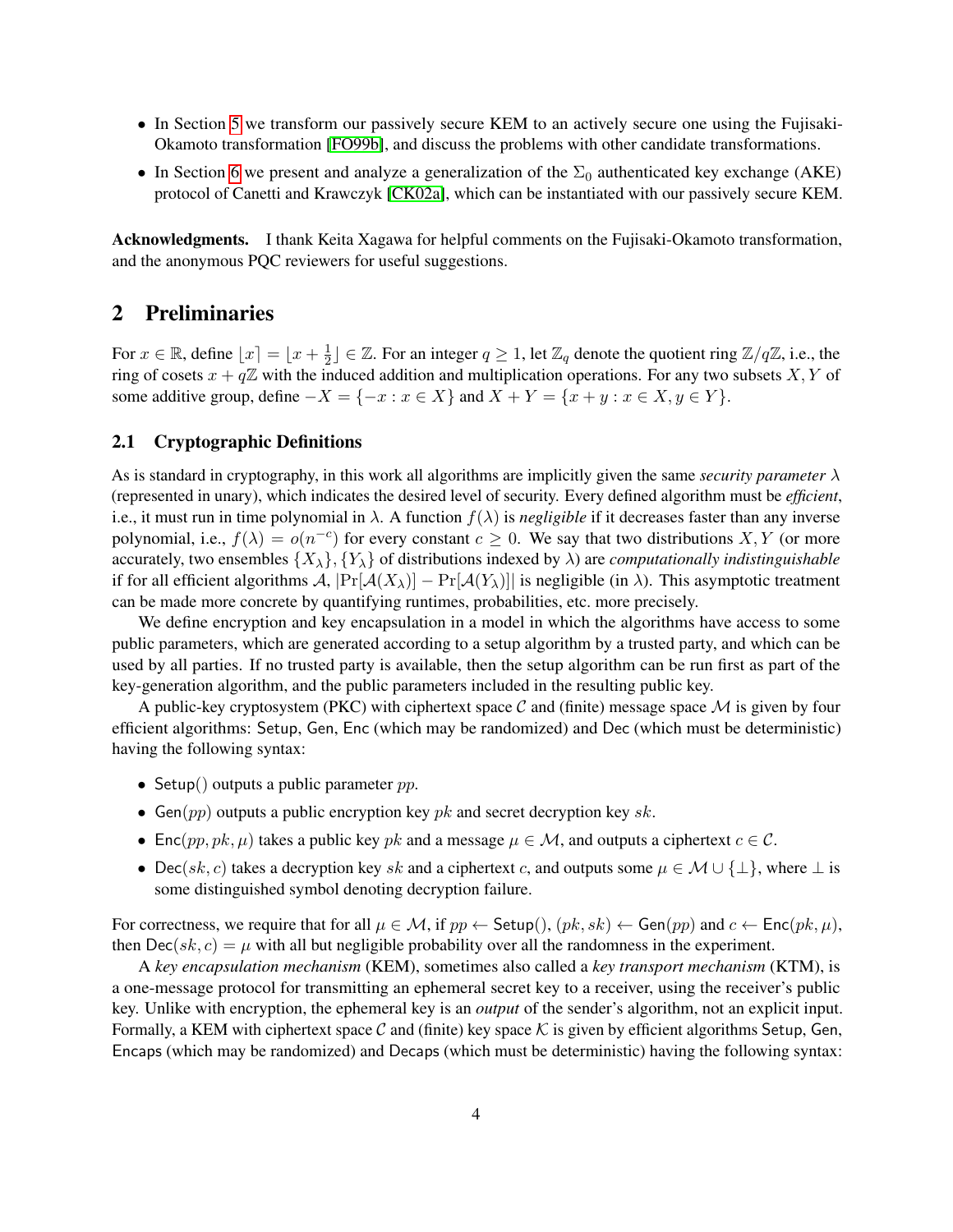- In Section 5 we transform our passively secure KEM to an actively secure one using the Fujisaki-Okamoto transformation [FO99b], and discuss the problems with other candidate transformations.
- In Section 6 we present and analyze a generalization of the $\Sigma_0$ authenticated key exchange (AKE) protocol of Canetti and Krawczyk [CK02a], which can be instantiated with our passively secure KEM.

**Acknowledgments.** I thank Keita Xagawa for helpful comments on the Fujisaki-Okamoto transformation, and the anonymous PQC reviewers for useful suggestions.

## 2 Preliminaries

For $x \in \mathbb{R}$, define $\lfloor x \rceil = \lfloor x + \frac{1}{2} \rfloor \in \mathbb{Z}$. For an integer $q \geq 1$, let $\mathbb{Z}_q$ denote the quotient ring $\mathbb{Z}/q\mathbb{Z}$, i.e., the ring of cosets $x + q\mathbb{Z}$ with the induced addition and multiplication operations. For any two subsets $X, Y$ of some additive group, define $-X = \{-x : x \in X\}$ and $X + Y = \{x + y : x \in X, y \in Y\}$.

### 2.1 Cryptographic Definitions

As is standard in cryptography, in this work all algorithms are implicitly given the same *security parameter* $\lambda$ (represented in unary), which indicates the desired level of security. Every defined algorithm must be *efficient*, i.e., it must run in time polynomial in $\lambda$. A function $f(\lambda)$ is *negligible* if it decreases faster than any inverse polynomial, i.e., $f(\lambda) = o(n^{-c})$ for every constant $c \geq 0$. We say that two distributions $X, Y$ (or more accurately, two ensembles $\{X_\lambda\}, \{Y_\lambda\}$ of distributions indexed by $\lambda$) are *computationally indistinguishable* if for all efficient algorithms $\mathcal{A}$, $|\Pr[\mathcal{A}(X_\lambda)] - \Pr[\mathcal{A}(Y_\lambda)]|$ is negligible (in $\lambda$). This asymptotic treatment can be made more concrete by quantifying runtimes, probabilities, etc. more precisely.

We define encryption and key encapsulation in a model in which the algorithms have access to some public parameters, which are generated according to a setup algorithm by a trusted party, and which can be used by all parties. If no trusted party is available, then the setup algorithm can be run first as part of the key-generation algorithm, and the public parameters included in the resulting public key.

A public-key cryptosystem (PKC) with ciphertext space $\mathcal{C}$ and (finite) message space $\mathcal{M}$ is given by four efficient algorithms: $\mathsf{Setup}$, $\mathsf{Gen}$, $\mathsf{Enc}$ (which may be randomized) and $\mathsf{Dec}$ (which must be deterministic) having the following syntax:

- $\mathsf{Setup}()$ outputs a public parameter $pp$.
- $\mathsf{Gen}(pp)$ outputs a public encryption key $pk$ and secret decryption key $sk$.
- $\mathsf{Enc}(pp, pk, \mu)$ takes a public key $pk$ and a message $\mu \in \mathcal{M}$, and outputs a ciphertext $c \in \mathcal{C}$.
- $\mathsf{Dec}(sk, c)$ takes a decryption key $sk$ and a ciphertext $c$, and outputs some $\mu \in \mathcal{M} \cup \{\perp\}$, where $\perp$ is some distinguished symbol denoting decryption failure.

For correctness, we require that for all $\mu \in \mathcal{M}$, if $pp \leftarrow \mathsf{Setup}()$, $(pk, sk) \leftarrow \mathsf{Gen}(pp)$ and $c \leftarrow \mathsf{Enc}(pk, \mu)$, then $\mathsf{Dec}(sk, c) = \mu$ with all but negligible probability over all the randomness in the experiment.

A *key encapsulation mechanism* (KEM), sometimes also called a *key transport mechanism* (KTM), is a one-message protocol for transmitting an ephemeral secret key to a receiver, using the receiver's public key. Unlike with encryption, the ephemeral key is an *output* of the sender's algorithm, not an explicit input. Formally, a KEM with ciphertext space $\mathcal{C}$ and (finite) key space $\mathcal{K}$ is given by efficient algorithms $\mathsf{Setup}$, $\mathsf{Gen}$, $\mathsf{Encaps}$ (which may be randomized) and $\mathsf{Decaps}$ (which must be deterministic) having the following syntax: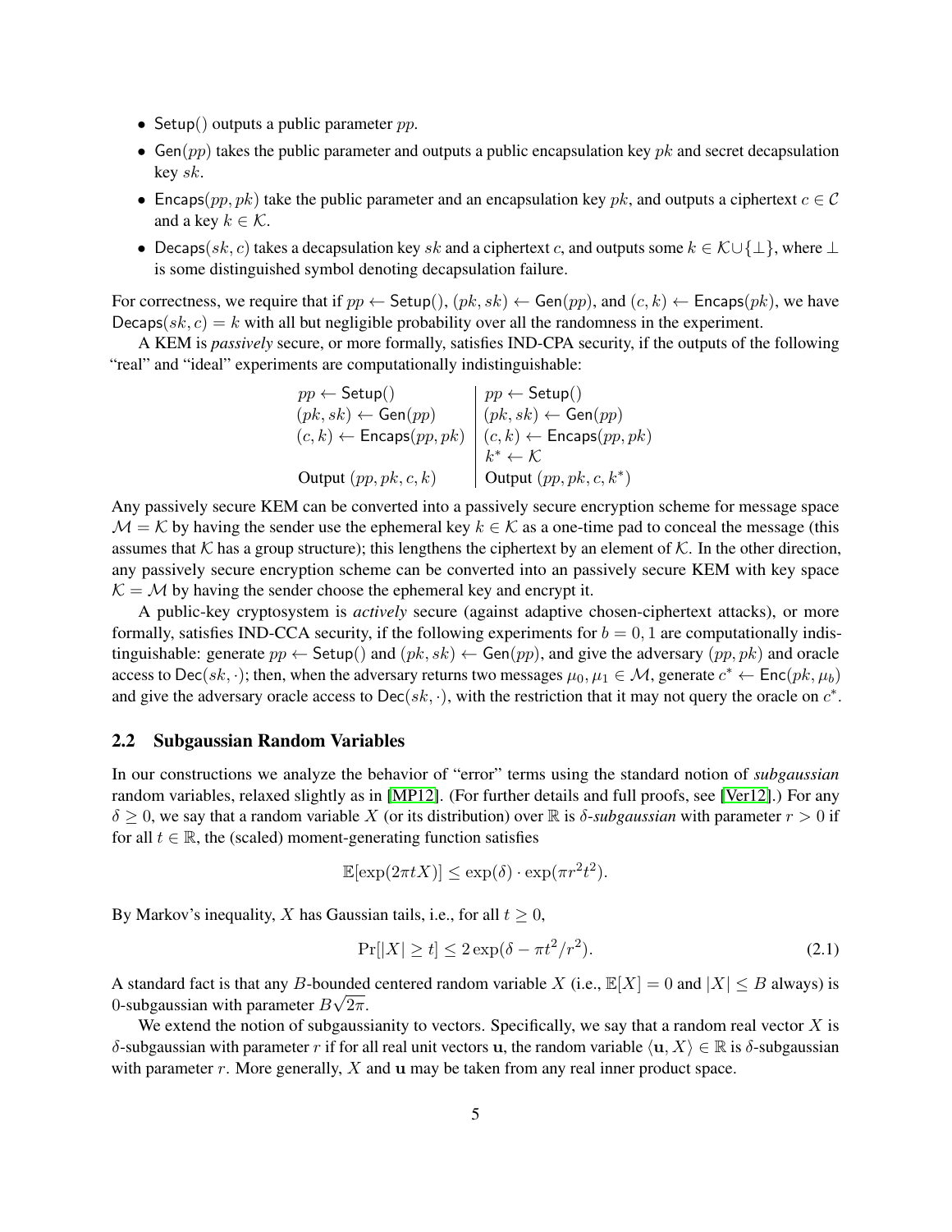- $\mathsf{Setup}()$ outputs a public parameter $pp$.
- $\mathsf{Gen}(pp)$ takes the public parameter and outputs a public encapsulation key $pk$ and secret decapsulation key $sk$.
- $\mathsf{Encaps}(pp, pk)$ take the public parameter and an encapsulation key $pk$, and outputs a ciphertext $c \in \mathcal{C}$ and a key $k \in \mathcal{K}$.
- $\mathsf{Decaps}(sk, c)$ takes a decapsulation key $sk$ and a ciphertext $c$, and outputs some $k \in \mathcal{K} \cup \{\perp\}$, where $\perp$ is some distinguished symbol denoting decapsulation failure.

For correctness, we require that if $pp \leftarrow \mathsf{Setup}()$, $(pk, sk) \leftarrow \mathsf{Gen}(pp)$, and $(c, k) \leftarrow \mathsf{Encaps}(pk)$, we have $\mathsf{Decaps}(sk, c) = k$ with all but negligible probability over all the randomness in the experiment.

A KEM is *passively* secure, or more formally, satisfies IND-CPA security, if the outputs of the following "real" and "ideal" experiments are computationally indistinguishable:

$$
\begin{array}{l|l}
pp \leftarrow \mathsf{Setup}() & pp \leftarrow \mathsf{Setup}() \\
(pk, sk) \leftarrow \mathsf{Gen}(pp) & (pk, sk) \leftarrow \mathsf{Gen}(pp) \\
(c, k) \leftarrow \mathsf{Encaps}(pp, pk) & (c, k) \leftarrow \mathsf{Encaps}(pp, pk) \\
 & k^* \leftarrow \mathcal{K} \\
\text{Output } (pp, pk, c, k) & \text{Output } (pp, pk, c, k^*)
\end{array}
$$

Any passively secure KEM can be converted into a passively secure encryption scheme for message space $\mathcal{M} = \mathcal{K}$ by having the sender use the ephemeral key $k \in \mathcal{K}$ as a one-time pad to conceal the message (this assumes that $\mathcal{K}$ has a group structure); this lengthens the ciphertext by an element of $\mathcal{K}$. In the other direction, any passively secure encryption scheme can be converted into an passively secure KEM with key space $\mathcal{K} = \mathcal{M}$ by having the sender choose the ephemeral key and encrypt it.

A public-key cryptosystem is *actively* secure (against adaptive chosen-ciphertext attacks), or more formally, satisfies IND-CCA security, if the following experiments for $b = 0, 1$ are computationally indistinguishable: generate $pp \leftarrow \mathsf{Setup}()$ and $(pk, sk) \leftarrow \mathsf{Gen}(pp)$, and give the adversary $(pp, pk)$ and oracle access to $\mathsf{Dec}(sk, \cdot)$; then, when the adversary returns two messages $\mu_0, \mu_1 \in \mathcal{M}$, generate $c^* \leftarrow \mathsf{Enc}(pk, \mu_b)$ and give the adversary oracle access to $\mathsf{Dec}(sk, \cdot)$, with the restriction that it may not query the oracle on $c^*$.

## 2.2 Subgaussian Random Variables

In our constructions we analyze the behavior of "error" terms using the standard notion of *subgaussian* random variables, relaxed slightly as in [MP12]. (For further details and full proofs, see [Ver12].) For any $\delta \geq 0$, we say that a random variable $X$ (or its distribution) over $\mathbb{R}$ is $\delta$-*subgaussian* with parameter $r > 0$ if for all $t \in \mathbb{R}$, the (scaled) moment-generating function satisfies

$$
\mathbb{E}[\exp(2\pi t X)] \leq \exp(\delta) \cdot \exp(\pi r^2 t^2).
$$

By Markov's inequality, $X$ has Gaussian tails, i.e., for all $t \geq 0$,

$$
\Pr[|X| \geq t] \leq 2\exp(\delta - \pi t^2 / r^2). \tag{2.1}
$$

A standard fact is that any $B$-bounded centered random variable $X$ (i.e., $\mathbb{E}[X] = 0$ and $|X| \leq B$ always) is 0-subgaussian with parameter $B\sqrt{2\pi}$.

We extend the notion of subgaussianity to vectors. Specifically, we say that a random real vector $X$ is $\delta$-subgaussian with parameter $r$ if for all real unit vectors $\mathbf{u}$, the random variable $\langle \mathbf{u}, X \rangle \in \mathbb{R}$ is $\delta$-subgaussian with parameter $r$. More generally, $X$ and $\mathbf{u}$ may be taken from any real inner product space.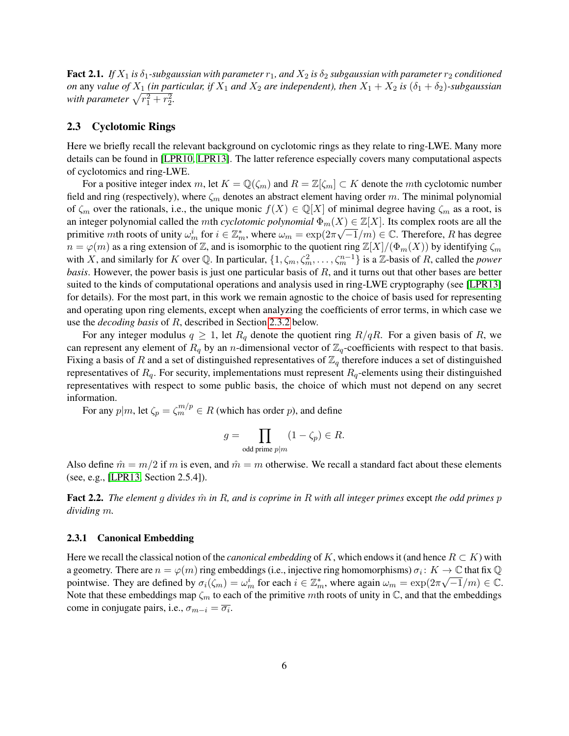**Fact 2.1.** *If $X_1$ is $\delta_1$-subgaussian with parameter $r_1$, and $X_2$ is $\delta_2$ subgaussian with parameter $r_2$ conditioned on* any *value of $X_1$ (in particular, if $X_1$ and $X_2$ are independent), then $X_1 + X_2$ is $(\delta_1 + \delta_2)$-subgaussian with parameter $\sqrt{r_1^2 + r_2^2}$.*

### 2.3 Cyclotomic Rings

Here we briefly recall the relevant background on cyclotomic rings as they relate to ring-LWE. Many more details can be found in [LPR10, LPR13]. The latter reference especially covers many computational aspects of cyclotomics and ring-LWE.

For a positive integer index $m$, let $K = \mathbb{Q}(\zeta_m)$ and $R = \mathbb{Z}[\zeta_m] \subset K$ denote the $m$th cyclotomic number field and ring (respectively), where $\zeta_m$ denotes an abstract element having order $m$. The minimal polynomial of $\zeta_m$ over the rationals, i.e., the unique monic $f(X) \in \mathbb{Q}[X]$ of minimal degree having $\zeta_m$ as a root, is an integer polynomial called the $m$th *cyclotomic polynomial* $\Phi_m(X) \in \mathbb{Z}[X]$. Its complex roots are all the primitive $m$th roots of unity $\omega_m^i$ for $i \in \mathbb{Z}_m^*$, where $\omega_m = \exp(2\pi\sqrt{-1}/m) \in \mathbb{C}$. Therefore, $R$ has degree $n = \varphi(m)$ as a ring extension of $\mathbb{Z}$, and is isomorphic to the quotient ring $\mathbb{Z}[X]/(\Phi_m(X))$ by identifying $\zeta_m$ with $X$, and similarly for $K$ over $\mathbb{Q}$. In particular, $\{1, \zeta_m, \zeta_m^2, \ldots, \zeta_m^{n-1}\}$ is a $\mathbb{Z}$-basis of $R$, called the *power basis*. However, the power basis is just one particular basis of $R$, and it turns out that other bases are better suited to the kinds of computational operations and analysis used in ring-LWE cryptography (see [LPR13] for details). For the most part, in this work we remain agnostic to the choice of basis used for representing and operating upon ring elements, except when analyzing the coefficients of error terms, in which case we use the *decoding basis* of $R$, described in Section 2.3.2 below.

For any integer modulus $q \geq 1$, let $R_q$ denote the quotient ring $R/qR$. For a given basis of $R$, we can represent any element of $R_q$ by an $n$-dimensional vector of $\mathbb{Z}_q$-coefficients with respect to that basis. Fixing a basis of $R$ and a set of distinguished representatives of $\mathbb{Z}_q$ therefore induces a set of distinguished representatives of $R_q$. For security, implementations must represent $R_q$-elements using their distinguished representatives with respect to some public basis, the choice of which must not depend on any secret information.

For any $p | m$, let $\zeta_p = \zeta_m^{m/p} \in R$ (which has order $p$), and define

$$g = \prod_{\text{odd prime } p|m} (1 - \zeta_p) \in R.$$

Also define $\hat{m} = m/2$ if $m$ is even, and $\hat{m} = m$ otherwise. We recall a standard fact about these elements (see, e.g., [LPR13, Section 2.5.4]).

**Fact 2.2.** *The element $g$ divides $\hat{m}$ in $R$, and is coprime in $R$ with all integer primes* except *the odd primes $p$ dividing $m$.*

#### 2.3.1 Canonical Embedding

Here we recall the classical notion of the *canonical embedding* of $K$, which endows it (and hence $R \subset K$) with a geometry. There are $n = \varphi(m)$ ring embeddings (i.e., injective ring homomorphisms) $\sigma_i \colon K \to \mathbb{C}$ that fix $\mathbb{Q}$ pointwise. They are defined by $\sigma_i(\zeta_m) = \omega_m^i$ for each $i \in \mathbb{Z}_m^*$, where again $\omega_m = \exp(2\pi\sqrt{-1}/m) \in \mathbb{C}$. Note that these embeddings map $\zeta_m$ to each of the primitive $m$th roots of unity in $\mathbb{C}$, and that the embeddings come in conjugate pairs, i.e., $\sigma_{m-i} = \overline{\sigma_i}$.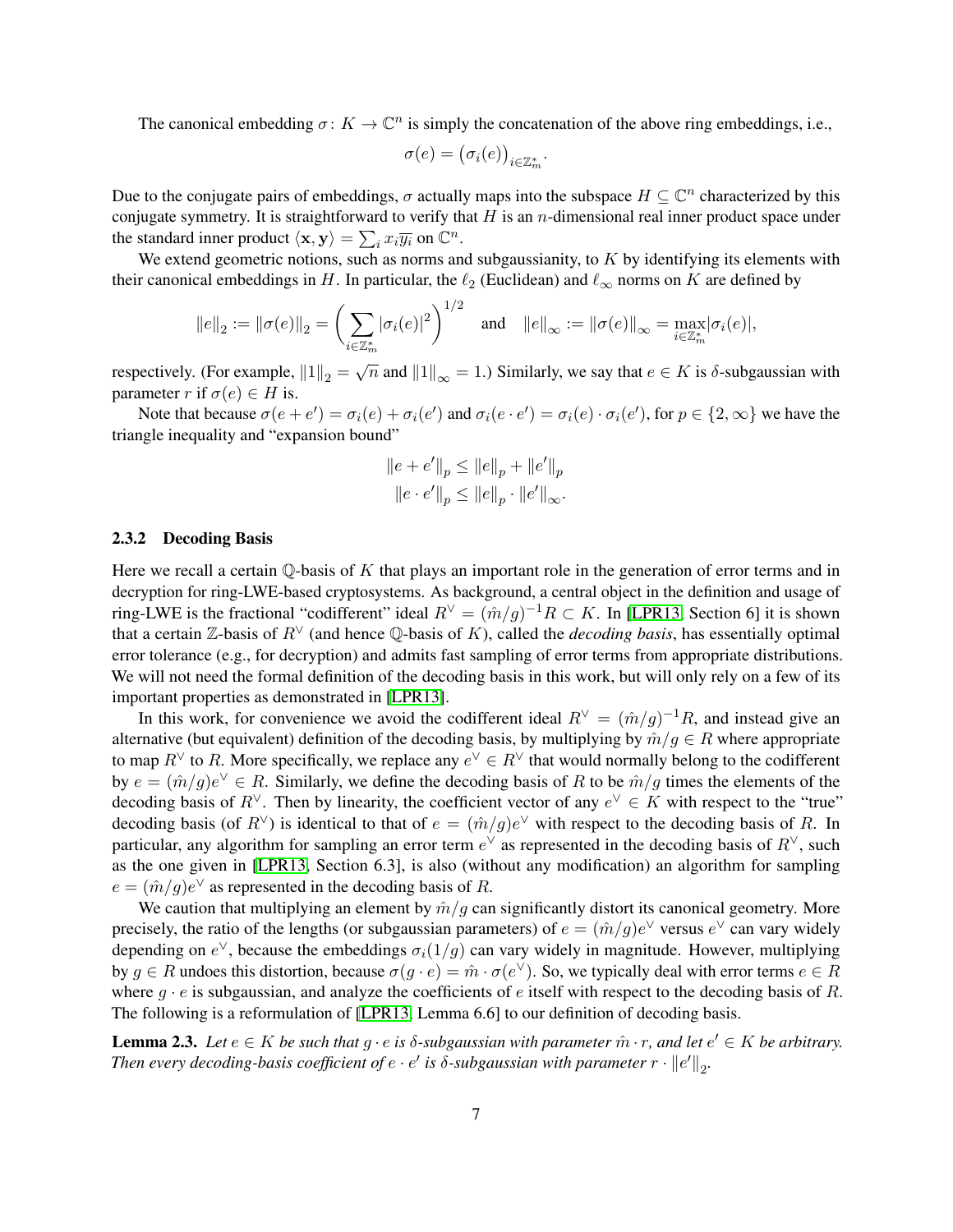The canonical embedding $\sigma\colon K \to \mathbb{C}^n$ is simply the concatenation of the above ring embeddings, i.e.,

$$\sigma(e) = \big(\sigma_i(e)\big)_{i \in \mathbb{Z}_m^*}.$$

Due to the conjugate pairs of embeddings, $\sigma$ actually maps into the subspace $H \subseteq \mathbb{C}^n$ characterized by this conjugate symmetry. It is straightforward to verify that $H$ is an $n$-dimensional real inner product space under the standard inner product $\langle \mathbf{x}, \mathbf{y} \rangle = \sum_i x_i \overline{y_i}$ on $\mathbb{C}^n$.

We extend geometric notions, such as norms and subgaussianity, to $K$ by identifying its elements with their canonical embeddings in $H$. In particular, the $\ell_2$ (Euclidean) and $\ell_\infty$ norms on $K$ are defined by

$$\|e\|_2 := \|\sigma(e)\|_2 = \bigg(\sum_{i \in \mathbb{Z}_m^*} |\sigma_i(e)|^2\bigg)^{1/2} \quad \text{and} \quad \|e\|_\infty := \|\sigma(e)\|_\infty = \max_{i \in \mathbb{Z}_m^*} |\sigma_i(e)|,$$

respectively. (For example, $\|1\|_2 = \sqrt{n}$ and $\|1\|_\infty = 1$.) Similarly, we say that $e \in K$ is $\delta$-subgaussian with parameter $r$ if $\sigma(e) \in H$ is.

Note that because $\sigma(e + e') = \sigma_i(e) + \sigma_i(e')$ and $\sigma_i(e \cdot e') = \sigma_i(e) \cdot \sigma_i(e')$, for $p \in \{2, \infty\}$ we have the triangle inequality and "expansion bound"

$$\begin{aligned} \|e + e'\|_p &\leq \|e\|_p + \|e'\|_p \\ \|e \cdot e'\|_p &\leq \|e\|_p \cdot \|e'\|_\infty. \end{aligned}$$

### 2.3.2 Decoding Basis

Here we recall a certain $\mathbb{Q}$-basis of $K$ that plays an important role in the generation of error terms and in decryption for ring-LWE-based cryptosystems. As background, a central object in the definition and usage of ring-LWE is the fractional "codifferent" ideal $R^\vee = (\hat{m}/g)^{-1}R \subset K$. In [LPR13, Section 6] it is shown that a certain $\mathbb{Z}$-basis of $R^\vee$ (and hence $\mathbb{Q}$-basis of $K$), called the *decoding basis*, has essentially optimal error tolerance (e.g., for decryption) and admits fast sampling of error terms from appropriate distributions. We will not need the formal definition of the decoding basis in this work, but will only rely on a few of its important properties as demonstrated in [LPR13].

In this work, for convenience we avoid the codifferent ideal $R^\vee = (\hat{m}/g)^{-1}R$, and instead give an alternative (but equivalent) definition of the decoding basis, by multiplying by $\hat{m}/g \in R$ where appropriate to map $R^\vee$ to $R$. More specifically, we replace any $e^\vee \in R^\vee$ that would normally belong to the codifferent by $e = (\hat{m}/g)e^\vee \in R$. Similarly, we define the decoding basis of $R$ to be $\hat{m}/g$ times the elements of the decoding basis of $R^\vee$. Then by linearity, the coefficient vector of any $e^\vee \in K$ with respect to the "true" decoding basis (of $R^\vee$) is identical to that of $e = (\hat{m}/g)e^\vee$ with respect to the decoding basis of $R$. In particular, any algorithm for sampling an error term $e^\vee$ as represented in the decoding basis of $R^\vee$, such as the one given in [LPR13, Section 6.3], is also (without any modification) an algorithm for sampling $e = (\hat{m}/g)e^\vee$ as represented in the decoding basis of $R$.

We caution that multiplying an element by $\hat{m}/g$ can significantly distort its canonical geometry. More precisely, the ratio of the lengths (or subgaussian parameters) of $e = (\hat{m}/g)e^\vee$ versus $e^\vee$ can vary widely depending on $e^\vee$, because the embeddings $\sigma_i(1/g)$ can vary widely in magnitude. However, multiplying by $g \in R$ undoes this distortion, because $\sigma(g \cdot e) = \hat{m} \cdot \sigma(e^\vee)$. So, we typically deal with error terms $e \in R$ where $g \cdot e$ is subgaussian, and analyze the coefficients of $e$ itself with respect to the decoding basis of $R$. The following is a reformulation of [LPR13, Lemma 6.6] to our definition of decoding basis.

**Lemma 2.3.** *Let $e \in K$ be such that $g \cdot e$ is $\delta$-subgaussian with parameter $\hat{m} \cdot r$, and let $e' \in K$ be arbitrary. Then every decoding-basis coefficient of $e \cdot e'$ is $\delta$-subgaussian with parameter $r \cdot \|e'\|_2$.*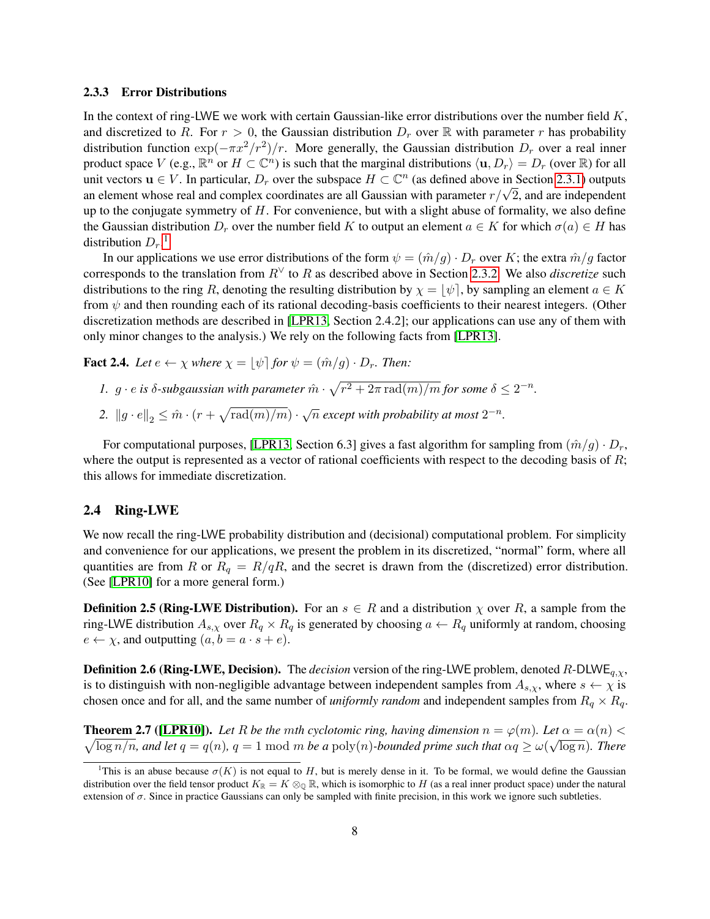### 2.3.3 Error Distributions

In the context of ring-LWE we work with certain Gaussian-like error distributions over the number field $K$, and discretized to $R$. For $r > 0$, the Gaussian distribution $D_r$ over $\mathbb{R}$ with parameter $r$ has probability distribution function $\exp(-\pi x^2/r^2)/r$. More generally, the Gaussian distribution $D_r$ over a real inner product space $V$ (e.g., $\mathbb{R}^n$ or $H \subset \mathbb{C}^n$) is such that the marginal distributions $\langle \mathbf{u}, D_r \rangle = D_r$ (over $\mathbb{R}$) for all unit vectors $\mathbf{u} \in V$. In particular, $D_r$ over the subspace $H \subset \mathbb{C}^n$ (as defined above in Section 2.3.1) outputs an element whose real and complex coordinates are all Gaussian with parameter $r/\sqrt{2}$, and are independent up to the conjugate symmetry of $H$. For convenience, but with a slight abuse of formality, we also define the Gaussian distribution $D_r$ over the number field $K$ to output an element $a \in K$ for which $\sigma(a) \in H$ has distribution $D_r$.[1]

In our applications we use error distributions of the form $\psi = (\hat{m}/g) \cdot D_r$ over $K$; the extra $\hat{m}/g$ factor corresponds to the translation from $R^\vee$ to $R$ as described above in Section 2.3.2. We also *discretize* such distributions to the ring $R$, denoting the resulting distribution by $\chi = \lfloor \psi \rceil$, by sampling an element $a \in K$ from $\psi$ and then rounding each of its rational decoding-basis coefficients to their nearest integers. (Other discretization methods are described in [LPR13, Section 2.4.2]; our applications can use any of them with only minor changes to the analysis.) We rely on the following facts from [LPR13].

**Fact 2.4.** *Let $e \leftarrow \chi$ where $\chi = \lfloor \psi \rceil$ for $\psi = (\hat{m}/g) \cdot D_r$. Then:*

1. *$g \cdot e$ is $\delta$-subgaussian with parameter $\hat{m} \cdot \sqrt{r^2 + 2\pi \operatorname{rad}(m)/m}$ for some $\delta \leq 2^{-n}$.*
2. *$\|g \cdot e\|_2 \leq \hat{m} \cdot (r + \sqrt{\operatorname{rad}(m)/m}) \cdot \sqrt{n}$ except with probability at most $2^{-n}$.*

For computational purposes, [LPR13, Section 6.3] gives a fast algorithm for sampling from $(\hat{m}/g) \cdot D_r$, where the output is represented as a vector of rational coefficients with respect to the decoding basis of $R$; this allows for immediate discretization.

## 2.4 Ring-LWE

We now recall the ring-LWE probability distribution and (decisional) computational problem. For simplicity and convenience for our applications, we present the problem in its discretized, "normal" form, where all quantities are from $R$ or $R_q = R/qR$, and the secret is drawn from the (discretized) error distribution. (See [LPR10] for a more general form.)

**Definition 2.5 (Ring-LWE Distribution).** For an $s \in R$ and a distribution $\chi$ over $R$, a sample from the ring-LWE distribution $A_{s,\chi}$ over $R_q \times R_q$ is generated by choosing $a \leftarrow R_q$ uniformly at random, choosing $e \leftarrow \chi$, and outputting $(a, b = a \cdot s + e)$.

**Definition 2.6 (Ring-LWE, Decision).** The *decision* version of the ring-LWE problem, denoted $R\text{-DLWE}_{q,\chi}$, is to distinguish with non-negligible advantage between independent samples from $A_{s,\chi}$, where $s \leftarrow \chi$ is chosen once and for all, and the same number of *uniformly random* and independent samples from $R_q \times R_q$.

**Theorem 2.7 ([LPR10]).** *Let $R$ be the $m$th cyclotomic ring, having dimension $n = \varphi(m)$. Let $\alpha = \alpha(n) < \sqrt{\log n/n}$, and let $q = q(n)$, $q = 1 \bmod m$ be a $\operatorname{poly}(n)$-bounded prime such that $\alpha q \geq \omega(\sqrt{\log n})$. There*

---

[1] This is an abuse because $\sigma(K)$ is not equal to $H$, but is merely dense in it. To be formal, we would define the Gaussian distribution over the field tensor product $K_\mathbb{R} = K \otimes_\mathbb{Q} \mathbb{R}$, which is isomorphic to $H$ (as a real inner product space) under the natural extension of $\sigma$. Since in practice Gaussians can only be sampled with finite precision, in this work we ignore such subtleties.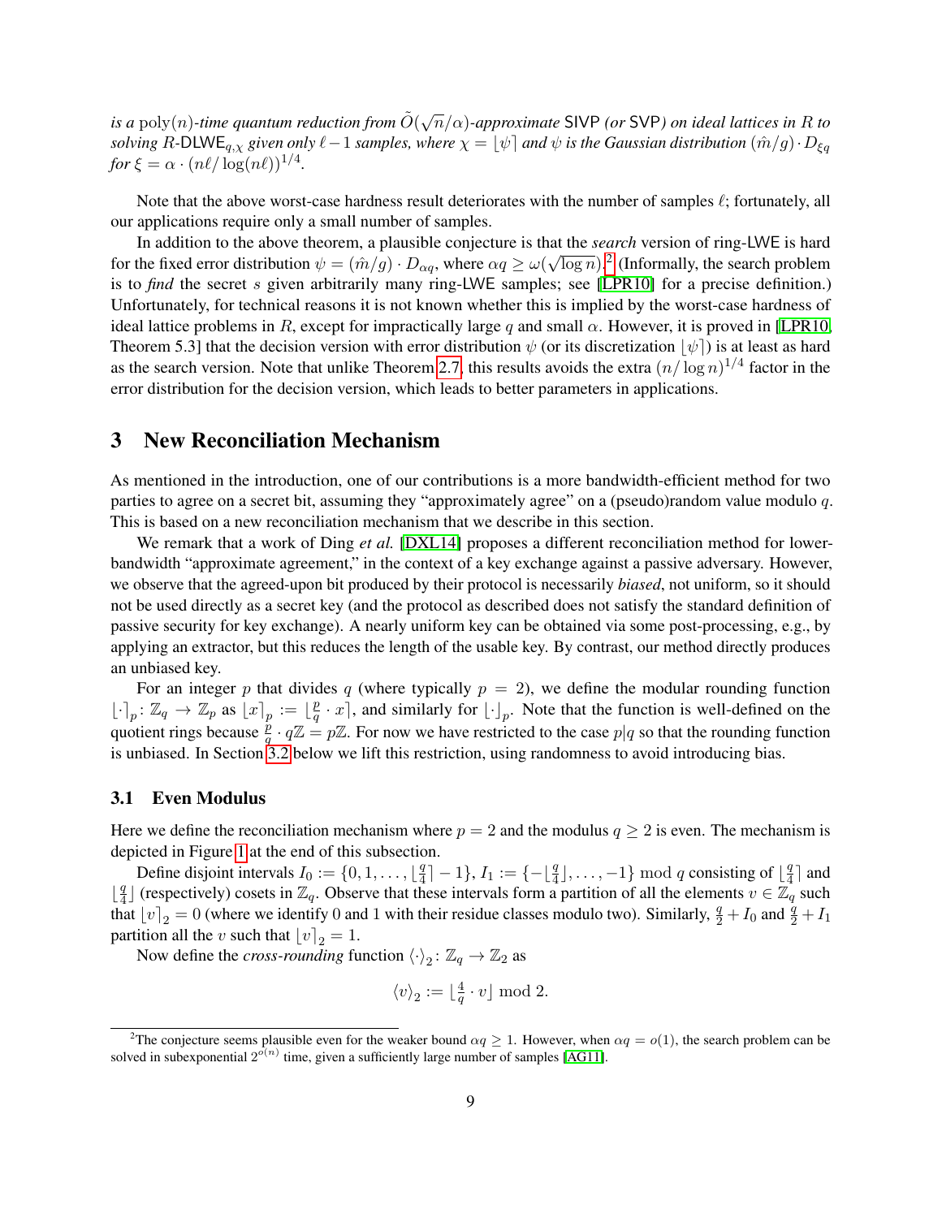*is a* $\mathrm{poly}(n)$*-time quantum reduction from* $\tilde{O}(\sqrt{n}/\alpha)$*-approximate* SIVP *(or* SVP*) on ideal lattices in* $R$ *to solving* $R$-$\mathsf{DLWE}_{q,\chi}$ *given only* $\ell - 1$ *samples, where* $\chi = \lfloor \psi \rceil$ *and* $\psi$ *is the Gaussian distribution* $(\hat{m}/g) \cdot D_{\xi q}$ *for* $\xi = \alpha \cdot (n\ell / \log(n\ell))^{1/4}$.

Note that the above worst-case hardness result deteriorates with the number of samples $\ell$; fortunately, all our applications require only a small number of samples.

In addition to the above theorem, a plausible conjecture is that the *search* version of ring-LWE is hard for the fixed error distribution $\psi = (\hat{m}/g) \cdot D_{\alpha q}$, where $\alpha q \geq \omega(\sqrt{\log n})$.[2] (Informally, the search problem is to *find* the secret $s$ given arbitrarily many ring-LWE samples; see [LPR10] for a precise definition.) Unfortunately, for technical reasons it is not known whether this is implied by the worst-case hardness of ideal lattice problems in $R$, except for impractically large $q$ and small $\alpha$. However, it is proved in [LPR10, Theorem 5.3] that the decision version with error distribution $\psi$ (or its discretization $\lfloor \psi \rceil$) is at least as hard as the search version. Note that unlike Theorem 2.7, this results avoids the extra $(n/\log n)^{1/4}$ factor in the error distribution for the decision version, which leads to better parameters in applications.

# 3 New Reconciliation Mechanism

As mentioned in the introduction, one of our contributions is a more bandwidth-efficient method for two parties to agree on a secret bit, assuming they "approximately agree" on a (pseudo)random value modulo $q$. This is based on a new reconciliation mechanism that we describe in this section.

We remark that a work of Ding *et al.* [DXL14] proposes a different reconciliation method for lower-bandwidth "approximate agreement," in the context of a key exchange against a passive adversary. However, we observe that the agreed-upon bit produced by their protocol is necessarily *biased*, not uniform, so it should not be used directly as a secret key (and the protocol as described does not satisfy the standard definition of passive security for key exchange). A nearly uniform key can be obtained via some post-processing, e.g., by applying an extractor, but this reduces the length of the usable key. By contrast, our method directly produces an unbiased key.

For an integer $p$ that divides $q$ (where typically $p = 2$), we define the modular rounding function $\lfloor \cdot \rceil_p \colon \mathbb{Z}_q \to \mathbb{Z}_p$ as $\lfloor x \rceil_p := \lfloor \frac{p}{q} \cdot x \rceil$, and similarly for $\lfloor \cdot \rfloor_p$. Note that the function is well-defined on the quotient rings because $\frac{p}{q} \cdot q\mathbb{Z} = p\mathbb{Z}$. For now we have restricted to the case $p | q$ so that the rounding function is unbiased. In Section 3.2 below we lift this restriction, using randomness to avoid introducing bias.

## 3.1 Even Modulus

Here we define the reconciliation mechanism where $p = 2$ and the modulus $q \geq 2$ is even. The mechanism is depicted in Figure 1 at the end of this subsection.

Define disjoint intervals $I_0 := \{0, 1, \ldots, \lfloor \frac{q}{4} \rceil - 1\}$, $I_1 := \{-\lfloor \frac{q}{4} \rfloor, \ldots, -1\} \bmod q$ consisting of $\lfloor \frac{q}{4} \rceil$ and $\lfloor \frac{q}{4} \rfloor$ (respectively) cosets in $\mathbb{Z}_q$. Observe that these intervals form a partition of all the elements $v \in \mathbb{Z}_q$ such that $\lfloor v \rceil_2 = 0$ (where we identify 0 and 1 with their residue classes modulo two). Similarly, $\frac{q}{2} + I_0$ and $\frac{q}{2} + I_1$ partition all the $v$ such that $\lfloor v \rceil_2 = 1$.

Now define the *cross-rounding* function $\langle \cdot \rangle_2 \colon \mathbb{Z}_q \to \mathbb{Z}_2$ as

$$\langle v \rangle_2 := \lfloor \tfrac{4}{q} \cdot v \rfloor \bmod 2.$$

[2] The conjecture seems plausible even for the weaker bound $\alpha q \geq 1$. However, when $\alpha q = o(1)$, the search problem can be solved in subexponential $2^{o(n)}$ time, given a sufficiently large number of samples [AG11].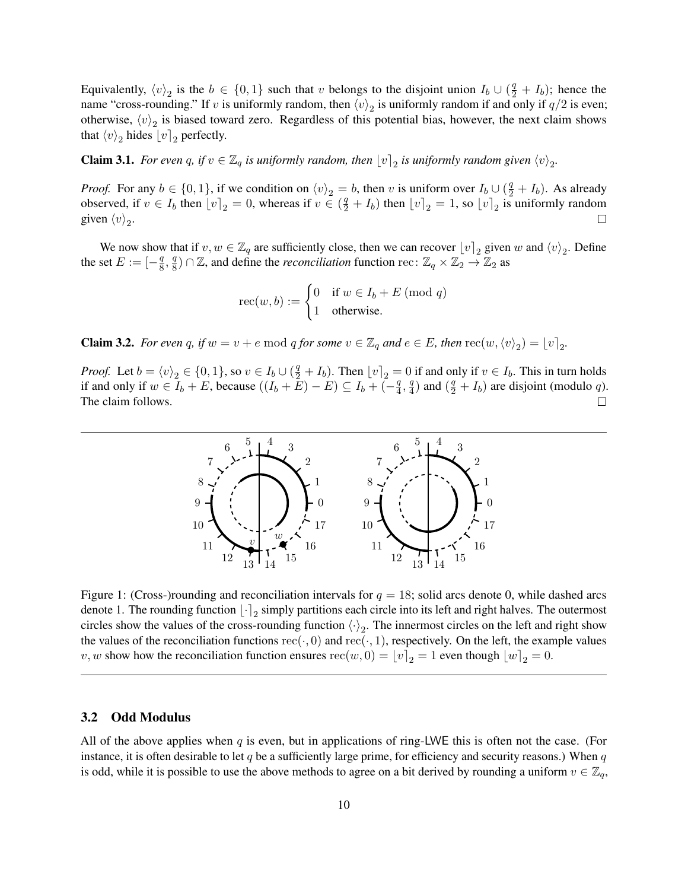Equivalently, $\langle v \rangle_2$ is the $b \in \{0, 1\}$ such that $v$ belongs to the disjoint union $I_b \cup (\frac{q}{2} + I_b)$; hence the name "cross-rounding." If $v$ is uniformly random, then $\langle v \rangle_2$ is uniformly random if and only if $q/2$ is even; otherwise, $\langle v \rangle_2$ is biased toward zero. Regardless of this potential bias, however, the next claim shows that $\langle v \rangle_2$ hides $\lfloor v \rceil_2$ perfectly.

**Claim 3.1.** *For even $q$, if $v \in \mathbb{Z}_q$ is uniformly random, then $\lfloor v \rceil_2$ is uniformly random given $\langle v \rangle_2$.*

*Proof.* For any $b \in \{0, 1\}$, if we condition on $\langle v \rangle_2 = b$, then $v$ is uniform over $I_b \cup (\frac{q}{2} + I_b)$. As already observed, if $v \in I_b$ then $\lfloor v \rceil_2 = 0$, whereas if $v \in (\frac{q}{2} + I_b)$ then $\lfloor v \rceil_2 = 1$, so $\lfloor v \rceil_2$ is uniformly random given $\langle v \rangle_2$. $\square$

We now show that if $v, w \in \mathbb{Z}_q$ are sufficiently close, then we can recover $\lfloor v \rceil_2$ given $w$ and $\langle v \rangle_2$. Define the set $E := [-\frac{q}{8}, \frac{q}{8}) \cap \mathbb{Z}$, and define the *reconciliation* function $\text{rec} \colon \mathbb{Z}_q \times \mathbb{Z}_2 \to \mathbb{Z}_2$ as

$$\text{rec}(w, b) := \begin{cases} 0 & \text{if } w \in I_b + E \pmod{q} \\ 1 & \text{otherwise.} \end{cases}$$

**Claim 3.2.** *For even $q$, if $w = v + e \bmod q$ for some $v \in \mathbb{Z}_q$ and $e \in E$, then $\text{rec}(w, \langle v \rangle_2) = \lfloor v \rceil_2$.*

*Proof.* Let $b = \langle v \rangle_2 \in \{0, 1\}$, so $v \in I_b \cup (\frac{q}{2} + I_b)$. Then $\lfloor v \rceil_2 = 0$ if and only if $v \in I_b$. This in turn holds if and only if $w \in I_b + E$, because $((I_b + E) - E) \subseteq I_b + (-\frac{q}{4}, \frac{q}{4})$ and $(\frac{q}{2} + I_b)$ are disjoint (modulo $q$). The claim follows. $\square$

Figure 1: (Cross-)rounding and reconciliation intervals for $q = 18$; solid arcs denote 0, while dashed arcs denote 1. The rounding function $\lfloor \cdot \rceil_2$ simply partitions each circle into its left and right halves. The outermost circles show the values of the cross-rounding function $\langle \cdot \rangle_2$. The innermost circles on the left and right show the values of the reconciliation functions $\text{rec}(\cdot, 0)$ and $\text{rec}(\cdot, 1)$, respectively. On the left, the example values $v, w$ show how the reconciliation function ensures $\text{rec}(w, 0) = \lfloor v \rceil_2 = 1$ even though $\lfloor w \rceil_2 = 0$.

### 3.2 Odd Modulus

All of the above applies when $q$ is even, but in applications of ring-LWE this is often not the case. (For instance, it is often desirable to let $q$ be a sufficiently large prime, for efficiency and security reasons.) When $q$ is odd, while it is possible to use the above methods to agree on a bit derived by rounding a uniform $v \in \mathbb{Z}_q$,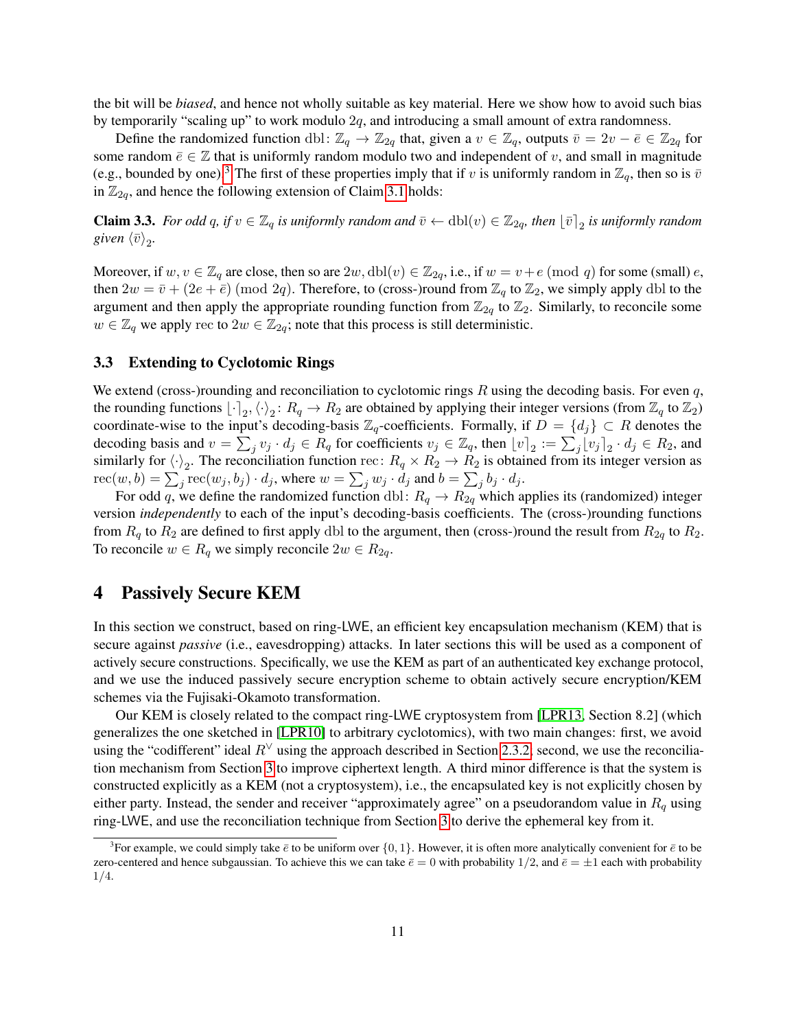the bit will be *biased*, and hence not wholly suitable as key material. Here we show how to avoid such bias by temporarily "scaling up" to work modulo $2q$, and introducing a small amount of extra randomness.

Define the randomized function $\text{dbl}\colon \mathbb{Z}_q \to \mathbb{Z}_{2q}$ that, given a $v \in \mathbb{Z}_q$, outputs $\bar{v} = 2v - \bar{e} \in \mathbb{Z}_{2q}$ for some random $\bar{e} \in \mathbb{Z}$ that is uniformly random modulo two and independent of $v$, and small in magnitude (e.g., bounded by one).[3] The first of these properties imply that if $v$ is uniformly random in $\mathbb{Z}_q$, then so is $\bar{v}$ in $\mathbb{Z}_{2q}$, and hence the following extension of Claim 3.1 holds:

**Claim 3.3.** *For odd $q$, if $v \in \mathbb{Z}_q$ is uniformly random and $\bar{v} \leftarrow \text{dbl}(v) \in \mathbb{Z}_{2q}$, then $\lfloor \bar{v} \rceil_2$ is uniformly random given $\langle \bar{v} \rangle_2$.*

Moreover, if $w, v \in \mathbb{Z}_q$ are close, then so are $2w, \text{dbl}(v) \in \mathbb{Z}_{2q}$, i.e., if $w = v + e \pmod{q}$ for some (small) $e$, then $2w = \bar{v} + (2e + \bar{e}) \pmod{2q}$. Therefore, to (cross-)round from $\mathbb{Z}_q$ to $\mathbb{Z}_2$, we simply apply dbl to the argument and then apply the appropriate rounding function from $\mathbb{Z}_{2q}$ to $\mathbb{Z}_2$. Similarly, to reconcile some $w \in \mathbb{Z}_q$ we apply rec to $2w \in \mathbb{Z}_{2q}$; note that this process is still deterministic.

### 3.3 Extending to Cyclotomic Rings

We extend (cross-)rounding and reconciliation to cyclotomic rings $R$ using the decoding basis. For even $q$, the rounding functions $\lfloor \cdot \rceil_2, \langle \cdot \rangle_2 \colon R_q \to R_2$ are obtained by applying their integer versions (from $\mathbb{Z}_q$ to $\mathbb{Z}_2$) coordinate-wise to the input's decoding-basis $\mathbb{Z}_q$-coefficients. Formally, if $D = \{d_j\} \subset R$ denotes the decoding basis and $v = \sum_j v_j \cdot d_j \in R_q$ for coefficients $v_j \in \mathbb{Z}_q$, then $\lfloor v \rceil_2 := \sum_j \lfloor v_j \rceil_2 \cdot d_j \in R_2$, and similarly for $\langle \cdot \rangle_2$. The reconciliation function $\text{rec}\colon R_q \times R_2 \to R_2$ is obtained from its integer version as $\text{rec}(w, b) = \sum_j \text{rec}(w_j, b_j) \cdot d_j$, where $w = \sum_j w_j \cdot d_j$ and $b = \sum_j b_j \cdot d_j$.

For odd $q$, we define the randomized function $\text{dbl}\colon R_q \to R_{2q}$ which applies its (randomized) integer version *independently* to each of the input's decoding-basis coefficients. The (cross-)rounding functions from $R_q$ to $R_2$ are defined to first apply dbl to the argument, then (cross-)round the result from $R_{2q}$ to $R_2$. To reconcile $w \in R_q$ we simply reconcile $2w \in R_{2q}$.

## 4 Passively Secure KEM

In this section we construct, based on ring-LWE, an efficient key encapsulation mechanism (KEM) that is secure against *passive* (i.e., eavesdropping) attacks. In later sections this will be used as a component of actively secure constructions. Specifically, we use the KEM as part of an authenticated key exchange protocol, and we use the induced passively secure encryption scheme to obtain actively secure encryption/KEM schemes via the Fujisaki-Okamoto transformation.

Our KEM is closely related to the compact ring-LWE cryptosystem from [LPR13, Section 8.2] (which generalizes the one sketched in [LPR10] to arbitrary cyclotomics), with two main changes: first, we avoid using the "codifferent" ideal $R^\vee$ using the approach described in Section 2.3.2; second, we use the reconciliation mechanism from Section 3 to improve ciphertext length. A third minor difference is that the system is constructed explicitly as a KEM (not a cryptosystem), i.e., the encapsulated key is not explicitly chosen by either party. Instead, the sender and receiver "approximately agree" on a pseudorandom value in $R_q$ using ring-LWE, and use the reconciliation technique from Section 3 to derive the ephemeral key from it.

[3] For example, we could simply take $\bar{e}$ to be uniform over $\{0, 1\}$. However, it is often more analytically convenient for $\bar{e}$ to be zero-centered and hence subgaussian. To achieve this we can take $\bar{e} = 0$ with probability $1/2$, and $\bar{e} = \pm 1$ each with probability $1/4$.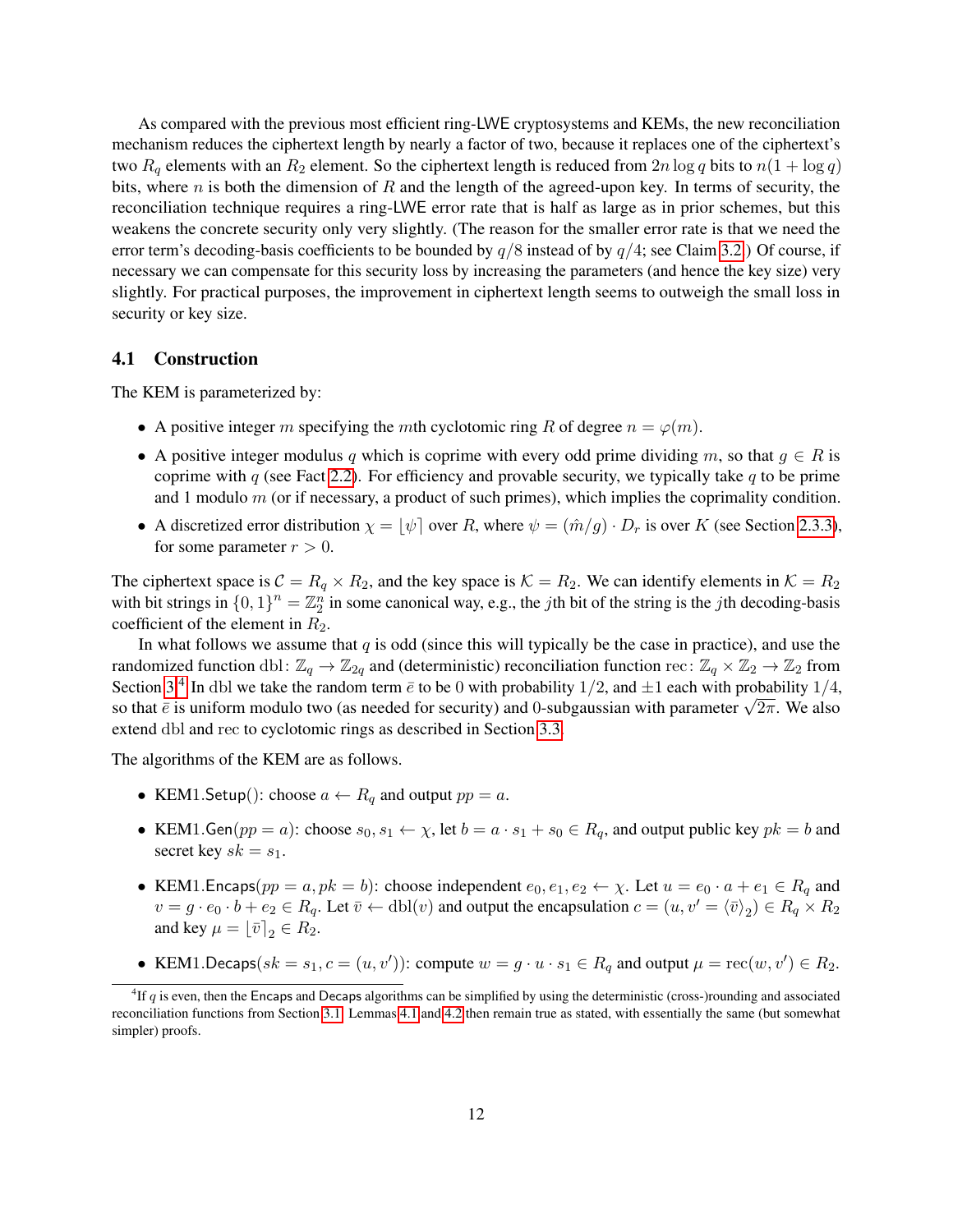As compared with the previous most efficient ring-LWE cryptosystems and KEMs, the new reconciliation mechanism reduces the ciphertext length by nearly a factor of two, because it replaces one of the ciphertext's two $R_q$ elements with an $R_2$ element. So the ciphertext length is reduced from $2n \log q$ bits to $n(1 + \log q)$ bits, where $n$ is both the dimension of $R$ and the length of the agreed-upon key. In terms of security, the reconciliation technique requires a ring-LWE error rate that is half as large as in prior schemes, but this weakens the concrete security only very slightly. (The reason for the smaller error rate is that we need the error term's decoding-basis coefficients to be bounded by $q/8$ instead of by $q/4$; see Claim 3.2.) Of course, if necessary we can compensate for this security loss by increasing the parameters (and hence the key size) very slightly. For practical purposes, the improvement in ciphertext length seems to outweigh the small loss in security or key size.

### 4.1 Construction

The KEM is parameterized by:

- A positive integer $m$ specifying the $m$th cyclotomic ring $R$ of degree $n = \varphi(m)$.
- A positive integer modulus $q$ which is coprime with every odd prime dividing $m$, so that $g \in R$ is coprime with $q$ (see Fact 2.2). For efficiency and provable security, we typically take $q$ to be prime and 1 modulo $m$ (or if necessary, a product of such primes), which implies the coprimality condition.
- A discretized error distribution $\chi = \lfloor \psi \rceil$ over $R$, where $\psi = (\hat{m}/g) \cdot D_r$ is over $K$ (see Section 2.3.3), for some parameter $r > 0$.

The ciphertext space is $\mathcal{C} = R_q \times R_2$, and the key space is $\mathcal{K} = R_2$. We can identify elements in $\mathcal{K} = R_2$ with bit strings in $\{0,1\}^n = \mathbb{Z}_2^n$ in some canonical way, e.g., the $j$th bit of the string is the $j$th decoding-basis coefficient of the element in $R_2$.

In what follows we assume that $q$ is odd (since this will typically be the case in practice), and use the randomized function $\mathrm{dbl}\colon \mathbb{Z}_q \to \mathbb{Z}_{2q}$ and (deterministic) reconciliation function $\mathrm{rec}\colon \mathbb{Z}_q \times \mathbb{Z}_2 \to \mathbb{Z}_2$ from Section 3.[4] In dbl we take the random term $\bar{e}$ to be 0 with probability 1/2, and $\pm 1$ each with probability 1/4, so that $\bar{e}$ is uniform modulo two (as needed for security) and 0-subgaussian with parameter $\sqrt{2\pi}$. We also extend dbl and rec to cyclotomic rings as described in Section 3.3.

The algorithms of the KEM are as follows.

- $\mathsf{KEM1.Setup}()$: choose $a \leftarrow R_q$ and output $pp = a$.
- $\mathsf{KEM1.Gen}(pp = a)$: choose $s_0, s_1 \leftarrow \chi$, let $b = a \cdot s_1 + s_0 \in R_q$, and output public key $pk = b$ and secret key $sk = s_1$.
- $\mathsf{KEM1.Encaps}(pp = a, pk = b)$: choose independent $e_0, e_1, e_2 \leftarrow \chi$. Let $u = e_0 \cdot a + e_1 \in R_q$ and $v = g \cdot e_0 \cdot b + e_2 \in R_q$. Let $\bar{v} \leftarrow \mathrm{dbl}(v)$ and output the encapsulation $c = (u, v' = \langle \bar{v} \rangle_2) \in R_q \times R_2$ and key $\mu = \lfloor \bar{v} \rceil_2 \in R_2$.
- $\mathsf{KEM1.Decaps}(sk = s_1, c = (u, v'))$: compute $w = g \cdot u \cdot s_1 \in R_q$ and output $\mu = \mathrm{rec}(w, v') \in R_2$.

[4] If $q$ is even, then the Encaps and Decaps algorithms can be simplified by using the deterministic (cross-)rounding and associated reconciliation functions from Section 3.1. Lemmas 4.1 and 4.2 then remain true as stated, with essentially the same (but somewhat simpler) proofs.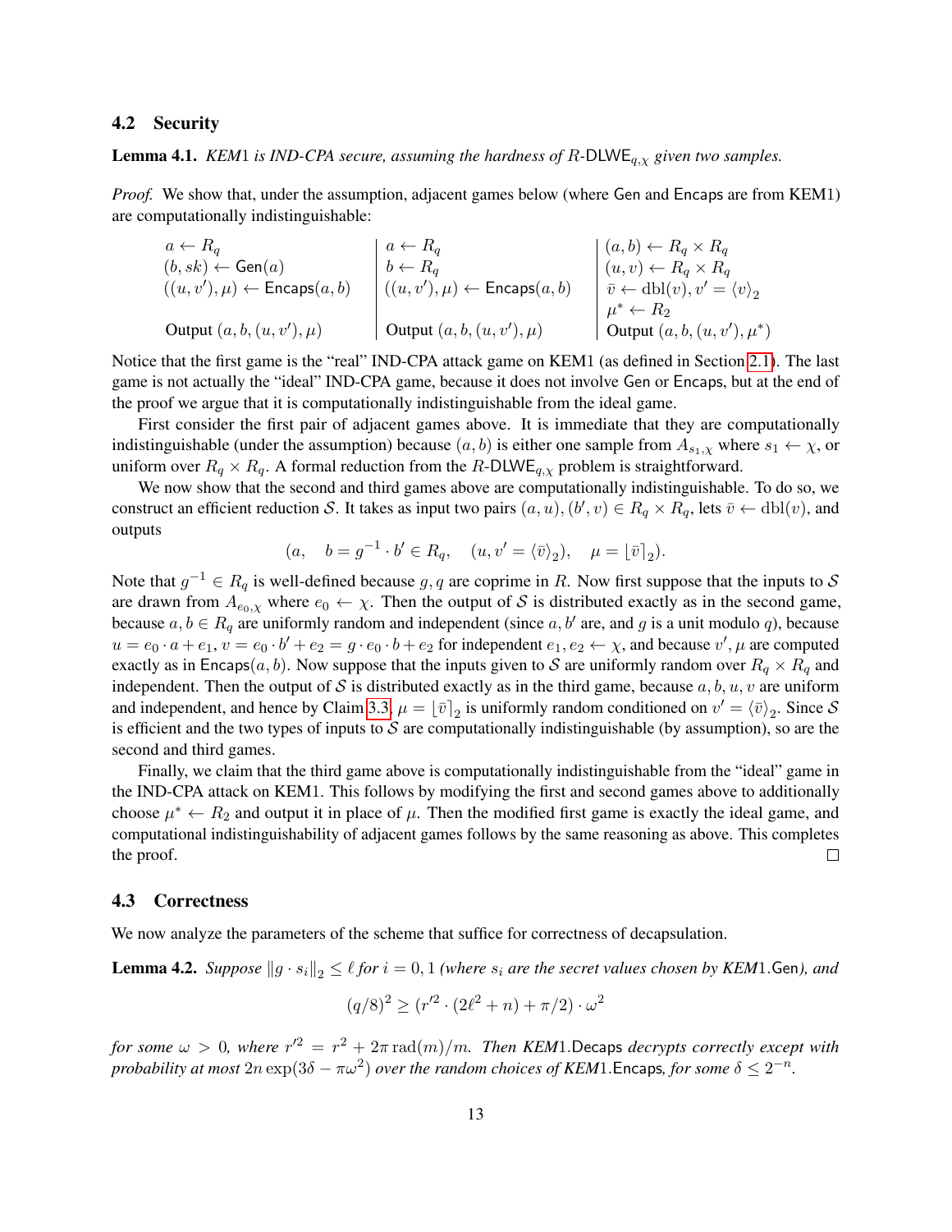## 4.2 Security

**Lemma 4.1.** *KEM1 is IND-CPA secure, assuming the hardness of $R$-$\mathsf{DLWE}_{q,\chi}$ given two samples.*

*Proof.* We show that, under the assumption, adjacent games below (where $\mathsf{Gen}$ and $\mathsf{Encaps}$ are from KEM1) are computationally indistinguishable:

| | | |
|---|---|---|
| $a \leftarrow R_q$ | $a \leftarrow R_q$ | $(a, b) \leftarrow R_q \times R_q$ |
| $(b, sk) \leftarrow \mathsf{Gen}(a)$ | $b \leftarrow R_q$ | $(u, v) \leftarrow R_q \times R_q$ |
| $((u, v'), \mu) \leftarrow \mathsf{Encaps}(a, b)$ | $((u, v'), \mu) \leftarrow \mathsf{Encaps}(a, b)$ | $\bar{v} \leftarrow \mathrm{dbl}(v), v' = \langle v \rangle_2$ |
| | | $\mu^* \leftarrow R_2$ |
| Output $(a, b, (u, v'), \mu)$ | Output $(a, b, (u, v'), \mu)$ | Output $(a, b, (u, v'), \mu^*)$ |

Notice that the first game is the "real" IND-CPA attack game on KEM1 (as defined in Section 2.1). The last game is not actually the "ideal" IND-CPA game, because it does not involve $\mathsf{Gen}$ or $\mathsf{Encaps}$, but at the end of the proof we argue that it is computationally indistinguishable from the ideal game.

First consider the first pair of adjacent games above. It is immediate that they are computationally indistinguishable (under the assumption) because $(a, b)$ is either one sample from $A_{s_1,\chi}$ where $s_1 \leftarrow \chi$, or uniform over $R_q \times R_q$. A formal reduction from the $R$-$\mathsf{DLWE}_{q,\chi}$ problem is straightforward.

We now show that the second and third games above are computationally indistinguishable. To do so, we construct an efficient reduction $\mathcal{S}$. It takes as input two pairs $(a, u), (b', v) \in R_q \times R_q$, lets $\bar{v} \leftarrow \mathrm{dbl}(v)$, and outputs

$$(a, \quad b = g^{-1} \cdot b' \in R_q, \quad (u, v' = \langle \bar{v} \rangle_2), \quad \mu = \lfloor \bar{v} \rceil_2).$$

Note that $g^{-1} \in R_q$ is well-defined because $g, q$ are coprime in $R$. Now first suppose that the inputs to $\mathcal{S}$ are drawn from $A_{e_0,\chi}$ where $e_0 \leftarrow \chi$. Then the output of $\mathcal{S}$ is distributed exactly as in the second game, because $a, b \in R_q$ are uniformly random and independent (since $a, b'$ are, and $g$ is a unit modulo $q$), because $u = e_0 \cdot a + e_1$, $v = e_0 \cdot b' + e_2 = g \cdot e_0 \cdot b + e_2$ for independent $e_1, e_2 \leftarrow \chi$, and because $v', \mu$ are computed exactly as in $\mathsf{Encaps}(a, b)$. Now suppose that the inputs given to $\mathcal{S}$ are uniformly random over $R_q \times R_q$ and independent. Then the output of $\mathcal{S}$ is distributed exactly as in the third game, because $a, b, u, v$ are uniform and independent, and hence by Claim 3.3, $\mu = \lfloor \bar{v} \rceil_2$ is uniformly random conditioned on $v' = \langle \bar{v} \rangle_2$. Since $\mathcal{S}$ is efficient and the two types of inputs to $\mathcal{S}$ are computationally indistinguishable (by assumption), so are the second and third games.

Finally, we claim that the third game above is computationally indistinguishable from the "ideal" game in the IND-CPA attack on KEM1. This follows by modifying the first and second games above to additionally choose $\mu^* \leftarrow R_2$ and output it in place of $\mu$. Then the modified first game is exactly the ideal game, and computational indistinguishability of adjacent games follows by the same reasoning as above. This completes the proof. ◻

## 4.3 Correctness

We now analyze the parameters of the scheme that suffice for correctness of decapsulation.

**Lemma 4.2.** *Suppose $\|g \cdot s_i\|_2 \leq \ell$ for $i = 0, 1$ (where $s_i$ are the secret values chosen by KEM1.$\mathsf{Gen}$), and*

$$(q/8)^2 \geq (r'^2 \cdot (2\ell^2 + n) + \pi/2) \cdot \omega^2$$

*for some $\omega > 0$, where $r'^2 = r^2 + 2\pi \operatorname{rad}(m)/m$. Then KEM1.$\mathsf{Decaps}$ decrypts correctly except with probability at most $2n \exp(3\delta - \pi\omega^2)$ over the random choices of KEM1.$\mathsf{Encaps}$, for some $\delta \leq 2^{-n}$.*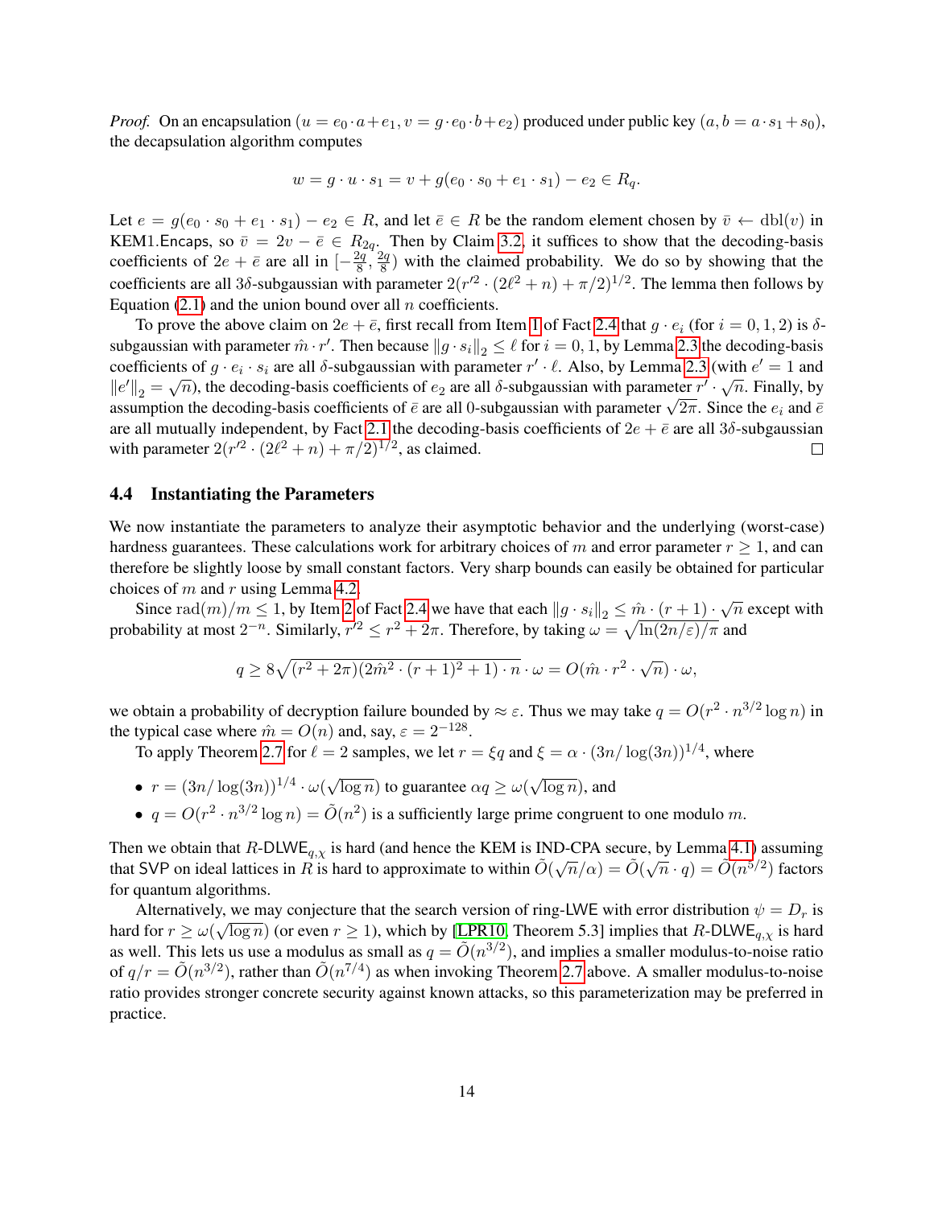*Proof.* On an encapsulation $(u = e_0 \cdot a + e_1, v = g \cdot e_0 \cdot b + e_2)$ produced under public key $(a, b = a \cdot s_1 + s_0)$, the decapsulation algorithm computes

$$w = g \cdot u \cdot s_1 = v + g(e_0 \cdot s_0 + e_1 \cdot s_1) - e_2 \in R_q.$$

Let $e = g(e_0 \cdot s_0 + e_1 \cdot s_1) - e_2 \in R$, and let $\bar{e} \in R$ be the random element chosen by $\bar{v} \leftarrow \text{dbl}(v)$ in KEM1.Encaps, so $\bar{v} = 2v - \bar{e} \in R_{2q}$. Then by Claim 3.2, it suffices to show that the decoding-basis coefficients of $2e + \bar{e}$ are all in $[-\frac{2q}{8}, \frac{2q}{8})$ with the claimed probability. We do so by showing that the coefficients are all $3\delta$-subgaussian with parameter $2(r'^2 \cdot (2\ell^2 + n) + \pi/2)^{1/2}$. The lemma then follows by Equation (2.1) and the union bound over all $n$ coefficients.

To prove the above claim on $2e + \bar{e}$, first recall from Item 1 of Fact 2.4 that $g \cdot e_i$ (for $i = 0, 1, 2$) is $\delta$-subgaussian with parameter $\hat{m} \cdot r'$. Then because $\|g \cdot s_i\|_2 \le \ell$ for $i = 0, 1$, by Lemma 2.3 the decoding-basis coefficients of $g \cdot e_i \cdot s_i$ are all $\delta$-subgaussian with parameter $r' \cdot \ell$. Also, by Lemma 2.3 (with $e' = 1$ and $\|e'\|_2 = \sqrt{n}$), the decoding-basis coefficients of $e_2$ are all $\delta$-subgaussian with parameter $r' \cdot \sqrt{n}$. Finally, by assumption the decoding-basis coefficients of $\bar{e}$ are all 0-subgaussian with parameter $\sqrt{2\pi}$. Since the $e_i$ and $\bar{e}$ are all mutually independent, by Fact 2.1 the decoding-basis coefficients of $2e + \bar{e}$ are all $3\delta$-subgaussian with parameter $2(r'^2 \cdot (2\ell^2 + n) + \pi/2)^{1/2}$, as claimed. $\square$

### 4.4 Instantiating the Parameters

We now instantiate the parameters to analyze their asymptotic behavior and the underlying (worst-case) hardness guarantees. These calculations work for arbitrary choices of $m$ and error parameter $r \ge 1$, and can therefore be slightly loose by small constant factors. Very sharp bounds can easily be obtained for particular choices of $m$ and $r$ using Lemma 4.2.

Since $\text{rad}(m)/m \le 1$, by Item 2 of Fact 2.4 we have that each $\|g \cdot s_i\|_2 \le \hat{m} \cdot (r + 1) \cdot \sqrt{n}$ except with probability at most $2^{-n}$. Similarly, $r'^2 \le r^2 + 2\pi$. Therefore, by taking $\omega = \sqrt{\ln(2n/\varepsilon)/\pi}$ and

$$q \ge 8\sqrt{(r^2 + 2\pi)(2\hat{m}^2 \cdot (r + 1)^2 + 1) \cdot n} \cdot \omega = O(\hat{m} \cdot r^2 \cdot \sqrt{n}) \cdot \omega,$$

we obtain a probability of decryption failure bounded by $\approx \varepsilon$. Thus we may take $q = O(r^2 \cdot n^{3/2} \log n)$ in the typical case where $\hat{m} = O(n)$ and, say, $\varepsilon = 2^{-128}$.

To apply Theorem 2.7 for $\ell = 2$ samples, we let $r = \xi q$ and $\xi = \alpha \cdot (3n/\log(3n))^{1/4}$, where

- $r = (3n/\log(3n))^{1/4} \cdot \omega(\sqrt{\log n})$ to guarantee $\alpha q \ge \omega(\sqrt{\log n})$, and
- $q = O(r^2 \cdot n^{3/2} \log n) = \tilde{O}(n^2)$ is a sufficiently large prime congruent to one modulo $m$.

Then we obtain that $R\text{-DLWE}_{q,\chi}$ is hard (and hence the KEM is IND-CPA secure, by Lemma 4.1) assuming that SVP on ideal lattices in $R$ is hard to approximate to within $\tilde{O}(\sqrt{n}/\alpha) = \tilde{O}(\sqrt{n} \cdot q) = \tilde{O}(n^{5/2})$ factors for quantum algorithms.

Alternatively, we may conjecture that the search version of ring-LWE with error distribution $\psi = D_r$ is hard for $r \ge \omega(\sqrt{\log n})$ (or even $r \ge 1$), which by [LPR10, Theorem 5.3] implies that $R\text{-DLWE}_{q,\chi}$ is hard as well. This lets us use a modulus as small as $q = \tilde{O}(n^{3/2})$, and implies a smaller modulus-to-noise ratio of $q/r = \tilde{O}(n^{3/2})$, rather than $\tilde{O}(n^{7/4})$ as when invoking Theorem 2.7 above. A smaller modulus-to-noise ratio provides stronger concrete security against known attacks, so this parameterization may be preferred in practice.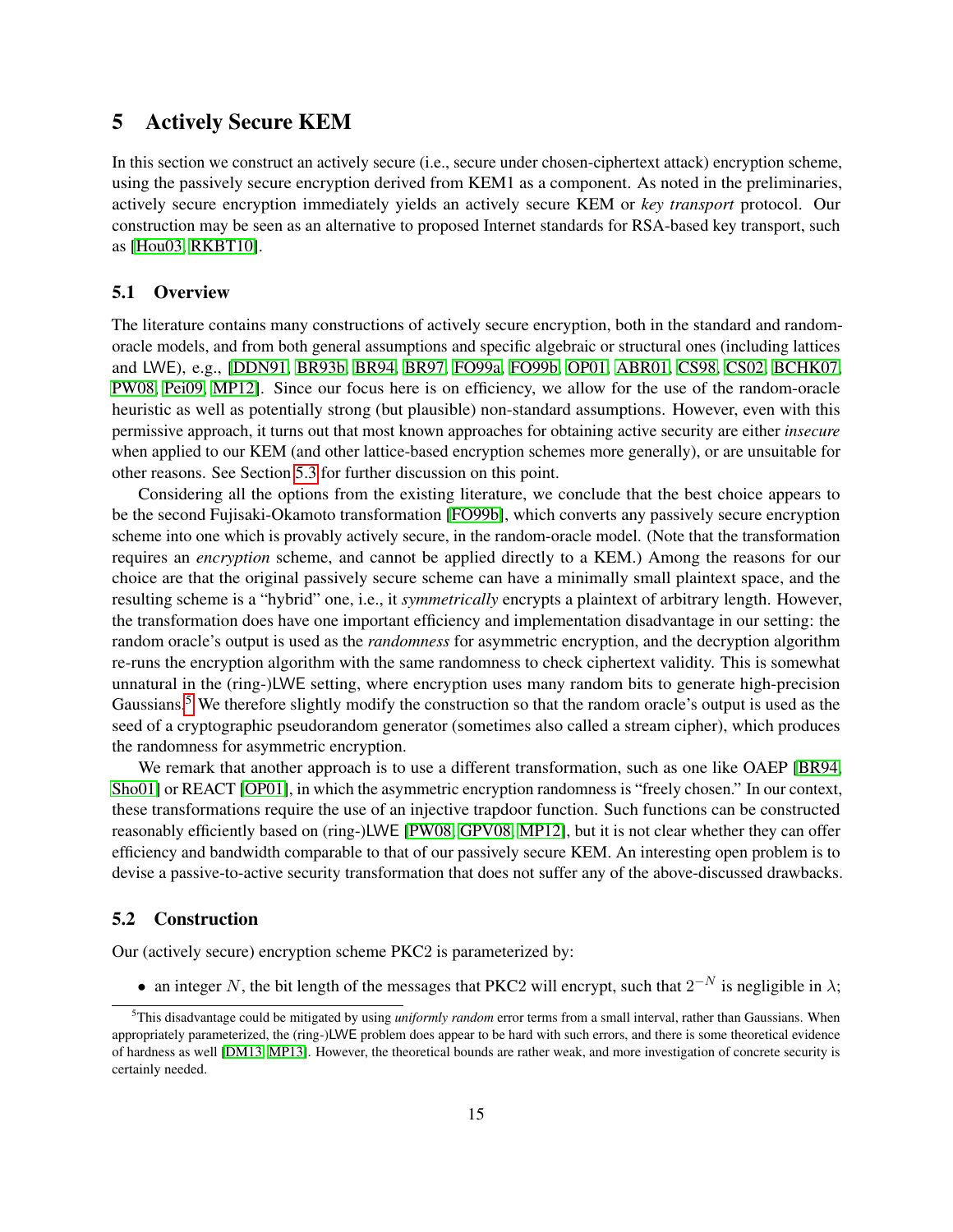# 5 Actively Secure KEM

In this section we construct an actively secure (i.e., secure under chosen-ciphertext attack) encryption scheme, using the passively secure encryption derived from KEM1 as a component. As noted in the preliminaries, actively secure encryption immediately yields an actively secure KEM or *key transport* protocol. Our construction may be seen as an alternative to proposed Internet standards for RSA-based key transport, such as [Hou03, RKBT10].

## 5.1 Overview

The literature contains many constructions of actively secure encryption, both in the standard and random-oracle models, and from both general assumptions and specific algebraic or structural ones (including lattices and LWE), e.g., [DDN91, BR93b, BR94, BR97, FO99a, FO99b, OP01, ABR01, CS98, CS02, BCHK07, PW08, Pei09, MP12]. Since our focus here is on efficiency, we allow for the use of the random-oracle heuristic as well as potentially strong (but plausible) non-standard assumptions. However, even with this permissive approach, it turns out that most known approaches for obtaining active security are either *insecure* when applied to our KEM (and other lattice-based encryption schemes more generally), or are unsuitable for other reasons. See Section 5.3 for further discussion on this point.

Considering all the options from the existing literature, we conclude that the best choice appears to be the second Fujisaki-Okamoto transformation [FO99b], which converts any passively secure encryption scheme into one which is provably actively secure, in the random-oracle model. (Note that the transformation requires an *encryption* scheme, and cannot be applied directly to a KEM.) Among the reasons for our choice are that the original passively secure scheme can have a minimally small plaintext space, and the resulting scheme is a "hybrid" one, i.e., it *symmetrically* encrypts a plaintext of arbitrary length. However, the transformation does have one important efficiency and implementation disadvantage in our setting: the random oracle's output is used as the *randomness* for asymmetric encryption, and the decryption algorithm re-runs the encryption algorithm with the same randomness to check ciphertext validity. This is somewhat unnatural in the (ring-)LWE setting, where encryption uses many random bits to generate high-precision Gaussians.[5] We therefore slightly modify the construction so that the random oracle's output is used as the seed of a cryptographic pseudorandom generator (sometimes also called a stream cipher), which produces the randomness for asymmetric encryption.

We remark that another approach is to use a different transformation, such as one like OAEP [BR94, Sho01] or REACT [OP01], in which the asymmetric encryption randomness is "freely chosen." In our context, these transformations require the use of an injective trapdoor function. Such functions can be constructed reasonably efficiently based on (ring-)LWE [PW08, GPV08, MP12], but it is not clear whether they can offer efficiency and bandwidth comparable to that of our passively secure KEM. An interesting open problem is to devise a passive-to-active security transformation that does not suffer any of the above-discussed drawbacks.

## 5.2 Construction

Our (actively secure) encryption scheme PKC2 is parameterized by:

- an integer $N$, the bit length of the messages that PKC2 will encrypt, such that $2^{-N}$ is negligible in $\lambda$;

[5] This disadvantage could be mitigated by using *uniformly random* error terms from a small interval, rather than Gaussians. When appropriately parameterized, the (ring-)LWE problem does appear to be hard with such errors, and there is some theoretical evidence of hardness as well [DM13, MP13]. However, the theoretical bounds are rather weak, and more investigation of concrete security is certainly needed.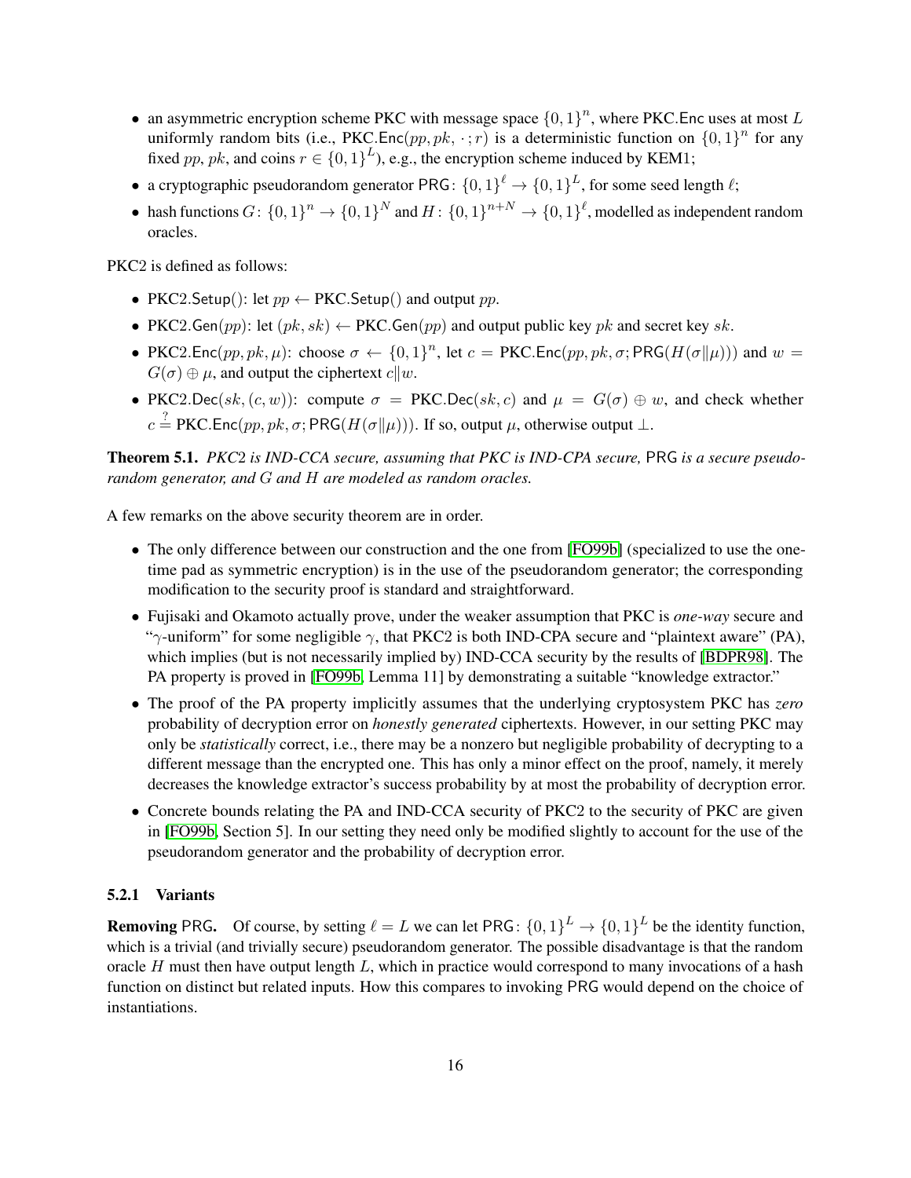- an asymmetric encryption scheme PKC with message space $\{0,1\}^n$, where PKC.$\mathsf{Enc}$ uses at most $L$ uniformly random bits (i.e., PKC.$\mathsf{Enc}(pp, pk, \cdot\,; r)$ is a deterministic function on $\{0,1\}^n$ for any fixed $pp$, $pk$, and coins $r \in \{0,1\}^L$), e.g., the encryption scheme induced by KEM1;
- a cryptographic pseudorandom generator $\mathsf{PRG}\colon \{0,1\}^\ell \to \{0,1\}^L$, for some seed length $\ell$;
- hash functions $G\colon \{0,1\}^n \to \{0,1\}^N$ and $H\colon \{0,1\}^{n+N} \to \{0,1\}^\ell$, modelled as independent random oracles.

PKC2 is defined as follows:

- PKC2.$\mathsf{Setup}()$: let $pp \leftarrow$ PKC.$\mathsf{Setup}()$ and output $pp$.
- PKC2.$\mathsf{Gen}(pp)$: let $(pk, sk) \leftarrow$ PKC.$\mathsf{Gen}(pp)$ and output public key $pk$ and secret key $sk$.
- PKC2.$\mathsf{Enc}(pp, pk, \mu)$: choose $\sigma \leftarrow \{0,1\}^n$, let $c =$ PKC.$\mathsf{Enc}(pp, pk, \sigma; \mathsf{PRG}(H(\sigma \| \mu)))$ and $w = G(\sigma) \oplus \mu$, and output the ciphertext $c \| w$.
- PKC2.$\mathsf{Dec}(sk, (c, w))$: compute $\sigma =$ PKC.$\mathsf{Dec}(sk, c)$ and $\mu = G(\sigma) \oplus w$, and check whether $c \stackrel{?}{=}$ PKC.$\mathsf{Enc}(pp, pk, \sigma; \mathsf{PRG}(H(\sigma \| \mu)))$. If so, output $\mu$, otherwise output $\perp$.

**Theorem 5.1.** *PKC2 is IND-CCA secure, assuming that PKC is IND-CPA secure,* PRG *is a secure pseudorandom generator, and $G$ and $H$ are modeled as random oracles.*

A few remarks on the above security theorem are in order.

- The only difference between our construction and the one from [FO99b] (specialized to use the one-time pad as symmetric encryption) is in the use of the pseudorandom generator; the corresponding modification to the security proof is standard and straightforward.
- Fujisaki and Okamoto actually prove, under the weaker assumption that PKC is *one-way* secure and "$\gamma$-uniform" for some negligible $\gamma$, that PKC2 is both IND-CPA secure and "plaintext aware" (PA), which implies (but is not necessarily implied by) IND-CCA security by the results of [BDPR98]. The PA property is proved in [FO99b, Lemma 11] by demonstrating a suitable "knowledge extractor."
- The proof of the PA property implicitly assumes that the underlying cryptosystem PKC has *zero* probability of decryption error on *honestly generated* ciphertexts. However, in our setting PKC may only be *statistically* correct, i.e., there may be a nonzero but negligible probability of decrypting to a different message than the encrypted one. This has only a minor effect on the proof, namely, it merely decreases the knowledge extractor's success probability by at most the probability of decryption error.
- Concrete bounds relating the PA and IND-CCA security of PKC2 to the security of PKC are given in [FO99b, Section 5]. In our setting they need only be modified slightly to account for the use of the pseudorandom generator and the probability of decryption error.

### 5.2.1 Variants

**Removing PRG.** Of course, by setting $\ell = L$ we can let $\mathsf{PRG}\colon \{0,1\}^L \to \{0,1\}^L$ be the identity function, which is a trivial (and trivially secure) pseudorandom generator. The possible disadvantage is that the random oracle $H$ must then have output length $L$, which in practice would correspond to many invocations of a hash function on distinct but related inputs. How this compares to invoking PRG would depend on the choice of instantiations.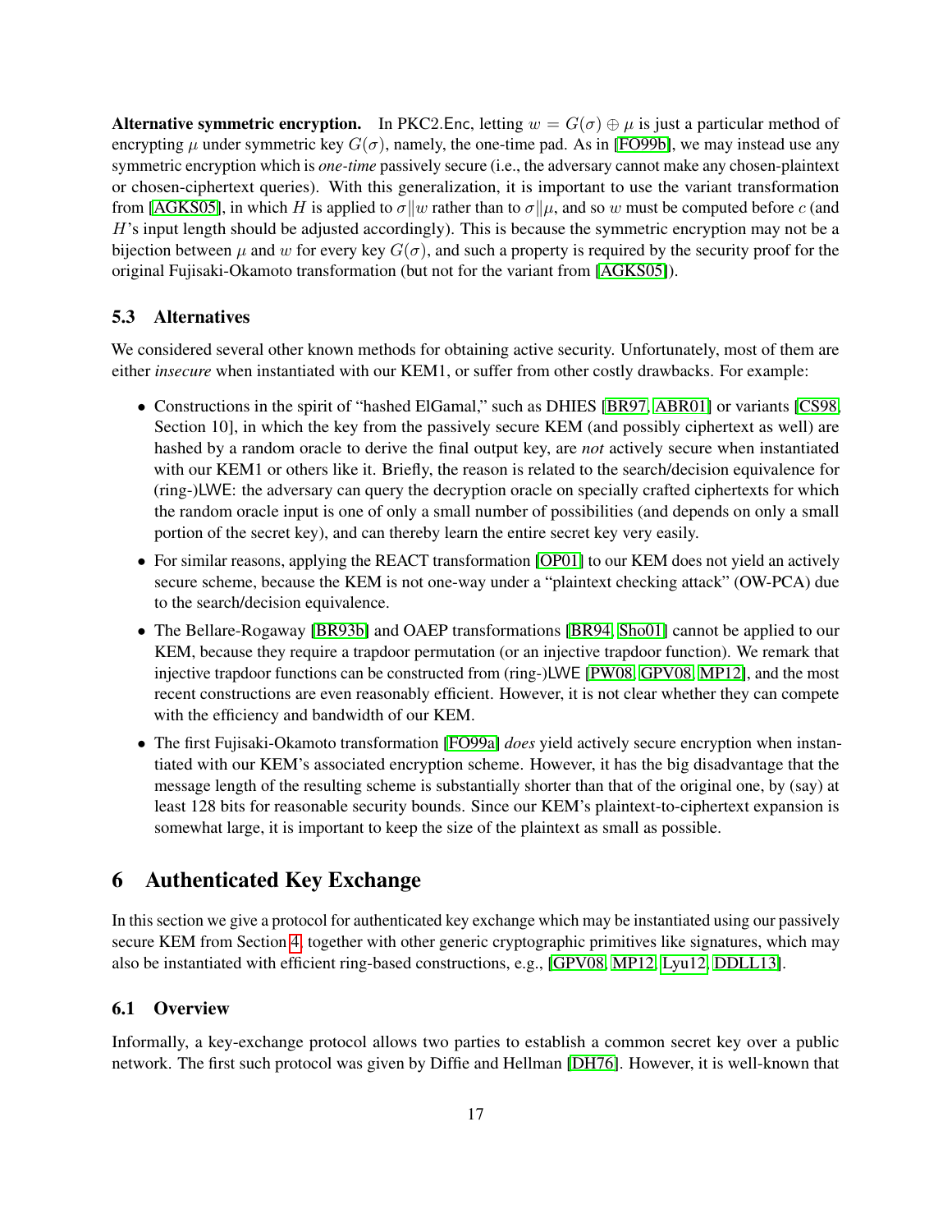**Alternative symmetric encryption.** In PKC2.Enc, letting $w = G(\sigma) \oplus \mu$ is just a particular method of encrypting $\mu$ under symmetric key $G(\sigma)$, namely, the one-time pad. As in [FO99b], we may instead use any symmetric encryption which is *one-time* passively secure (i.e., the adversary cannot make any chosen-plaintext or chosen-ciphertext queries). With this generalization, it is important to use the variant transformation from [AGKS05], in which $H$ is applied to $\sigma \| w$ rather than to $\sigma \| \mu$, and so $w$ must be computed before $c$ (and $H$'s input length should be adjusted accordingly). This is because the symmetric encryption may not be a bijection between $\mu$ and $w$ for every key $G(\sigma)$, and such a property is required by the security proof for the original Fujisaki-Okamoto transformation (but not for the variant from [AGKS05]).

### 5.3 Alternatives

We considered several other known methods for obtaining active security. Unfortunately, most of them are either *insecure* when instantiated with our KEM1, or suffer from other costly drawbacks. For example:

- Constructions in the spirit of "hashed ElGamal," such as DHIES [BR97, ABR01] or variants [CS98, Section 10], in which the key from the passively secure KEM (and possibly ciphertext as well) are hashed by a random oracle to derive the final output key, are *not* actively secure when instantiated with our KEM1 or others like it. Briefly, the reason is related to the search/decision equivalence for (ring-)LWE: the adversary can query the decryption oracle on specially crafted ciphertexts for which the random oracle input is one of only a small number of possibilities (and depends on only a small portion of the secret key), and can thereby learn the entire secret key very easily.
- For similar reasons, applying the REACT transformation [OP01] to our KEM does not yield an actively secure scheme, because the KEM is not one-way under a "plaintext checking attack" (OW-PCA) due to the search/decision equivalence.
- The Bellare-Rogaway [BR93b] and OAEP transformations [BR94, Sho01] cannot be applied to our KEM, because they require a trapdoor permutation (or an injective trapdoor function). We remark that injective trapdoor functions can be constructed from (ring-)LWE [PW08, GPV08, MP12], and the most recent constructions are even reasonably efficient. However, it is not clear whether they can compete with the efficiency and bandwidth of our KEM.
- The first Fujisaki-Okamoto transformation [FO99a] *does* yield actively secure encryption when instantiated with our KEM's associated encryption scheme. However, it has the big disadvantage that the message length of the resulting scheme is substantially shorter than that of the original one, by (say) at least 128 bits for reasonable security bounds. Since our KEM's plaintext-to-ciphertext expansion is somewhat large, it is important to keep the size of the plaintext as small as possible.

## 6 Authenticated Key Exchange

In this section we give a protocol for authenticated key exchange which may be instantiated using our passively secure KEM from Section 4, together with other generic cryptographic primitives like signatures, which may also be instantiated with efficient ring-based constructions, e.g., [GPV08, MP12, Lyu12, DDLL13].

### 6.1 Overview

Informally, a key-exchange protocol allows two parties to establish a common secret key over a public network. The first such protocol was given by Diffie and Hellman [DH76]. However, it is well-known that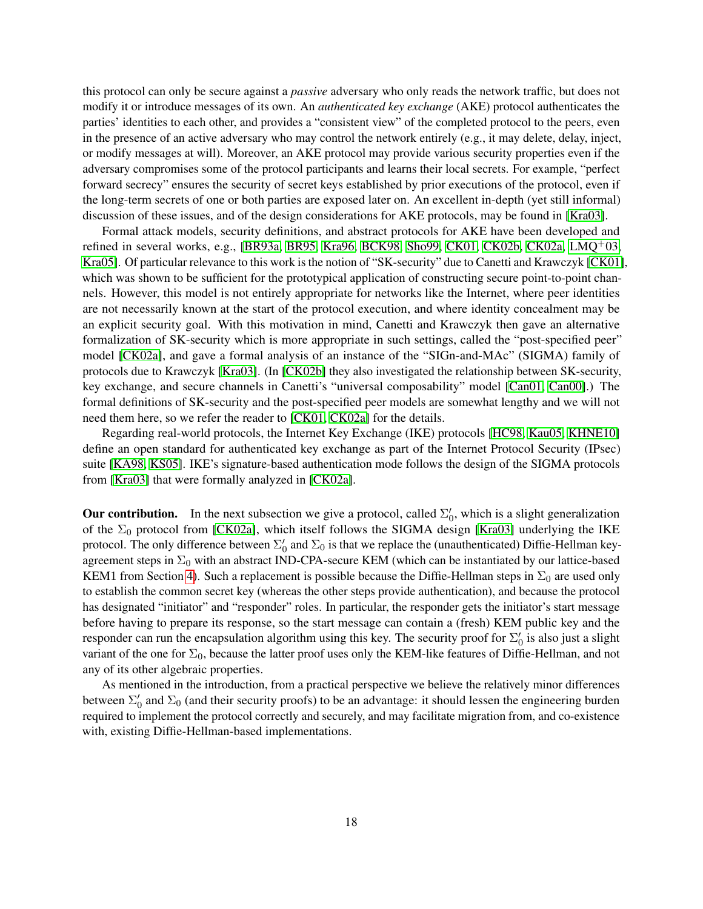this protocol can only be secure against a *passive* adversary who only reads the network traffic, but does not modify it or introduce messages of its own. An *authenticated key exchange* (AKE) protocol authenticates the parties' identities to each other, and provides a "consistent view" of the completed protocol to the peers, even in the presence of an active adversary who may control the network entirely (e.g., it may delete, delay, inject, or modify messages at will). Moreover, an AKE protocol may provide various security properties even if the adversary compromises some of the protocol participants and learns their local secrets. For example, "perfect forward secrecy" ensures the security of secret keys established by prior executions of the protocol, even if the long-term secrets of one or both parties are exposed later on. An excellent in-depth (yet still informal) discussion of these issues, and of the design considerations for AKE protocols, may be found in [Kra03].

Formal attack models, security definitions, and abstract protocols for AKE have been developed and refined in several works, e.g., [BR93a, BR95, Kra96, BCK98, Sho99, CK01, CK02b, CK02a, LMQ+03, Kra05]. Of particular relevance to this work is the notion of "SK-security" due to Canetti and Krawczyk [CK01], which was shown to be sufficient for the prototypical application of constructing secure point-to-point channels. However, this model is not entirely appropriate for networks like the Internet, where peer identities are not necessarily known at the start of the protocol execution, and where identity concealment may be an explicit security goal. With this motivation in mind, Canetti and Krawczyk then gave an alternative formalization of SK-security which is more appropriate in such settings, called the "post-specified peer" model [CK02a], and gave a formal analysis of an instance of the "SIGn-and-MAc" (SIGMA) family of protocols due to Krawczyk [Kra03]. (In [CK02b] they also investigated the relationship between SK-security, key exchange, and secure channels in Canetti's "universal composability" model [Can01, Can00].) The formal definitions of SK-security and the post-specified peer models are somewhat lengthy and we will not need them here, so we refer the reader to [CK01, CK02a] for the details.

Regarding real-world protocols, the Internet Key Exchange (IKE) protocols [HC98, Kau05, KHNE10] define an open standard for authenticated key exchange as part of the Internet Protocol Security (IPsec) suite [KA98, KS05]. IKE's signature-based authentication mode follows the design of the SIGMA protocols from [Kra03] that were formally analyzed in [CK02a].

**Our contribution.** In the next subsection we give a protocol, called $\Sigma_0'$, which is a slight generalization of the $\Sigma_0$ protocol from [CK02a], which itself follows the SIGMA design [Kra03] underlying the IKE protocol. The only difference between $\Sigma_0'$ and $\Sigma_0$ is that we replace the (unauthenticated) Diffie-Hellman key-agreement steps in $\Sigma_0$ with an abstract IND-CPA-secure KEM (which can be instantiated by our lattice-based KEM1 from Section 4). Such a replacement is possible because the Diffie-Hellman steps in $\Sigma_0$ are used only to establish the common secret key (whereas the other steps provide authentication), and because the protocol has designated "initiator" and "responder" roles. In particular, the responder gets the initiator's start message before having to prepare its response, so the start message can contain a (fresh) KEM public key and the responder can run the encapsulation algorithm using this key. The security proof for $\Sigma_0'$ is also just a slight variant of the one for $\Sigma_0$, because the latter proof uses only the KEM-like features of Diffie-Hellman, and not any of its other algebraic properties.

As mentioned in the introduction, from a practical perspective we believe the relatively minor differences between $\Sigma_0'$ and $\Sigma_0$ (and their security proofs) to be an advantage: it should lessen the engineering burden required to implement the protocol correctly and securely, and may facilitate migration from, and co-existence with, existing Diffie-Hellman-based implementations.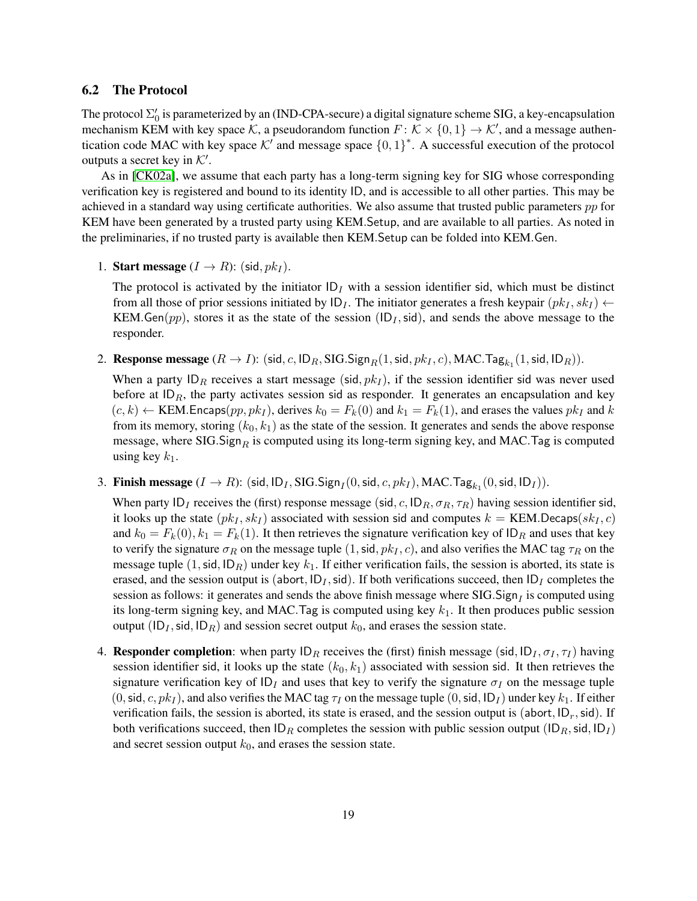### 6.2 The Protocol

The protocol $\Sigma_0'$ is parameterized by an (IND-CPA-secure) a digital signature scheme SIG, a key-encapsulation mechanism KEM with key space $\mathcal{K}$, a pseudorandom function $F\colon \mathcal{K} \times \{0,1\} \to \mathcal{K}'$, and a message authentication code MAC with key space $\mathcal{K}'$ and message space $\{0,1\}^*$. A successful execution of the protocol outputs a secret key in $\mathcal{K}'$.

As in [CK02a], we assume that each party has a long-term signing key for SIG whose corresponding verification key is registered and bound to its identity ID, and is accessible to all other parties. This may be achieved in a standard way using certificate authorities. We also assume that trusted public parameters $pp$ for KEM have been generated by a trusted party using KEM.Setup, and are available to all parties. As noted in the preliminaries, if no trusted party is available then KEM.Setup can be folded into KEM.Gen.

1. **Start message** ($I \to R$): $(\mathsf{sid}, pk_I)$.

   The protocol is activated by the initiator $\mathsf{ID}_I$ with a session identifier sid, which must be distinct from all those of prior sessions initiated by $\mathsf{ID}_I$. The initiator generates a fresh keypair $(pk_I, sk_I) \leftarrow$ KEM.Gen$(pp)$, stores it as the state of the session $(\mathsf{ID}_I, \mathsf{sid})$, and sends the above message to the responder.

2. **Response message** ($R \to I$): $(\mathsf{sid}, c, \mathsf{ID}_R, \mathrm{SIG.Sign}_R(1, \mathsf{sid}, pk_I, c), \mathsf{MAC.Tag}_{k_1}(1, \mathsf{sid}, \mathsf{ID}_R))$.

   When a party $\mathsf{ID}_R$ receives a start message $(\mathsf{sid}, pk_I)$, if the session identifier sid was never used before at $\mathsf{ID}_R$, the party activates session sid as responder. It generates an encapsulation and key $(c, k) \leftarrow$ KEM.Encaps$(pp, pk_I)$, derives $k_0 = F_k(0)$ and $k_1 = F_k(1)$, and erases the values $pk_I$ and $k$ from its memory, storing $(k_0, k_1)$ as the state of the session. It generates and sends the above response message, where SIG.Sign$_R$ is computed using its long-term signing key, and MAC.Tag is computed using key $k_1$.

3. **Finish message** ($I \to R$): $(\mathsf{sid}, \mathsf{ID}_I, \mathrm{SIG.Sign}_I(0, \mathsf{sid}, c, pk_I), \mathsf{MAC.Tag}_{k_1}(0, \mathsf{sid}, \mathsf{ID}_I))$.

   When party $\mathsf{ID}_I$ receives the (first) response message $(\mathsf{sid}, c, \mathsf{ID}_R, \sigma_R, \tau_R)$ having session identifier sid, it looks up the state $(pk_I, sk_I)$ associated with session sid and computes $k = \mathsf{KEM.Decaps}(sk_I, c)$ and $k_0 = F_k(0), k_1 = F_k(1)$. It then retrieves the signature verification key of $\mathsf{ID}_R$ and uses that key to verify the signature $\sigma_R$ on the message tuple $(1, \mathsf{sid}, pk_I, c)$, and also verifies the MAC tag $\tau_R$ on the message tuple $(1, \mathsf{sid}, \mathsf{ID}_R)$ under key $k_1$. If either verification fails, the session is aborted, its state is erased, and the session output is $(\mathsf{abort}, \mathsf{ID}_I, \mathsf{sid})$. If both verifications succeed, then $\mathsf{ID}_I$ completes the session as follows: it generates and sends the above finish message where SIG.Sign$_I$ is computed using its long-term signing key, and MAC.Tag is computed using key $k_1$. It then produces public session output $(\mathsf{ID}_I, \mathsf{sid}, \mathsf{ID}_R)$ and session secret output $k_0$, and erases the session state.

4. **Responder completion**: when party $\mathsf{ID}_R$ receives the (first) finish message $(\mathsf{sid}, \mathsf{ID}_I, \sigma_I, \tau_I)$ having session identifier sid, it looks up the state $(k_0, k_1)$ associated with session sid. It then retrieves the signature verification key of $\mathsf{ID}_I$ and uses that key to verify the signature $\sigma_I$ on the message tuple $(0, \mathsf{sid}, c, pk_I)$, and also verifies the MAC tag $\tau_I$ on the message tuple $(0, \mathsf{sid}, \mathsf{ID}_I)$ under key $k_1$. If either verification fails, the session is aborted, its state is erased, and the session output is $(\mathsf{abort}, \mathsf{ID}_r, \mathsf{sid})$. If both verifications succeed, then $\mathsf{ID}_R$ completes the session with public session output $(\mathsf{ID}_R, \mathsf{sid}, \mathsf{ID}_I)$ and secret session output $k_0$, and erases the session state.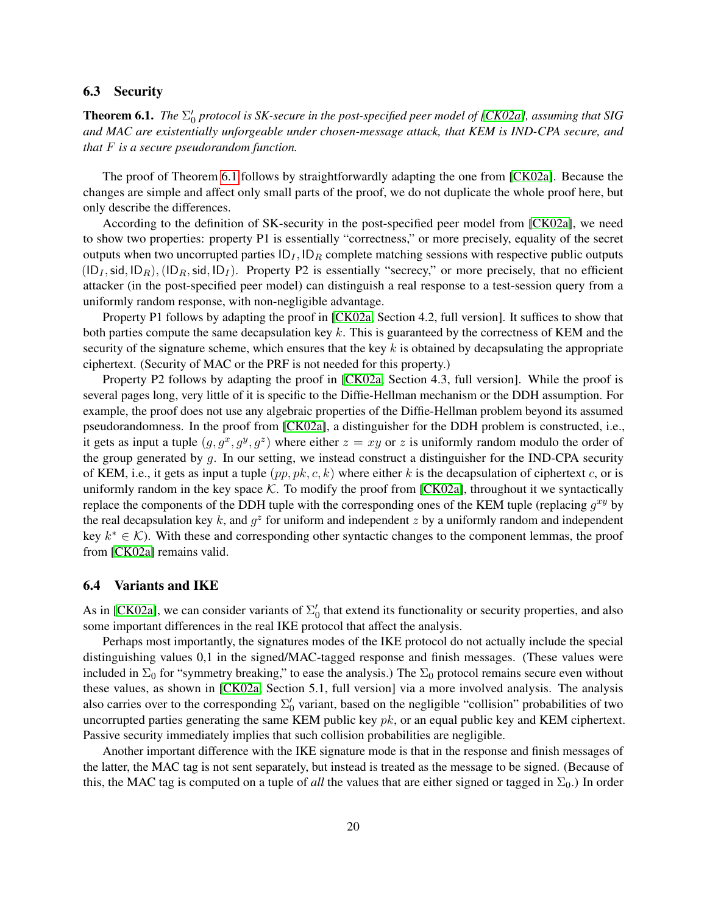### 6.3 Security

**Theorem 6.1.** *The $\Sigma_0'$ protocol is SK-secure in the post-specified peer model of [CK02a], assuming that SIG and MAC are existentially unforgeable under chosen-message attack, that KEM is IND-CPA secure, and that $F$ is a secure pseudorandom function.*

The proof of Theorem 6.1 follows by straightforwardly adapting the one from [CK02a]. Because the changes are simple and affect only small parts of the proof, we do not duplicate the whole proof here, but only describe the differences.

According to the definition of SK-security in the post-specified peer model from [CK02a], we need to show two properties: property P1 is essentially "correctness," or more precisely, equality of the secret outputs when two uncorrupted parties $\mathsf{ID}_I, \mathsf{ID}_R$ complete matching sessions with respective public outputs $(\mathsf{ID}_I, \mathsf{sid}, \mathsf{ID}_R), (\mathsf{ID}_R, \mathsf{sid}, \mathsf{ID}_I)$. Property P2 is essentially "secrecy," or more precisely, that no efficient attacker (in the post-specified peer model) can distinguish a real response to a test-session query from a uniformly random response, with non-negligible advantage.

Property P1 follows by adapting the proof in [CK02a, Section 4.2, full version]. It suffices to show that both parties compute the same decapsulation key $k$. This is guaranteed by the correctness of KEM and the security of the signature scheme, which ensures that the key $k$ is obtained by decapsulating the appropriate ciphertext. (Security of MAC or the PRF is not needed for this property.)

Property P2 follows by adapting the proof in [CK02a, Section 4.3, full version]. While the proof is several pages long, very little of it is specific to the Diffie-Hellman mechanism or the DDH assumption. For example, the proof does not use any algebraic properties of the Diffie-Hellman problem beyond its assumed pseudorandomness. In the proof from [CK02a], a distinguisher for the DDH problem is constructed, i.e., it gets as input a tuple $(g, g^x, g^y, g^z)$ where either $z = xy$ or $z$ is uniformly random modulo the order of the group generated by $g$. In our setting, we instead construct a distinguisher for the IND-CPA security of KEM, i.e., it gets as input a tuple $(pp, pk, c, k)$ where either $k$ is the decapsulation of ciphertext $c$, or is uniformly random in the key space $\mathcal{K}$. To modify the proof from [CK02a], throughout it we syntactically replace the components of the DDH tuple with the corresponding ones of the KEM tuple (replacing $g^{xy}$ by the real decapsulation key $k$, and $g^z$ for uniform and independent $z$ by a uniformly random and independent key $k^* \in \mathcal{K}$). With these and corresponding other syntactic changes to the component lemmas, the proof from [CK02a] remains valid.

### 6.4 Variants and IKE

As in [CK02a], we can consider variants of $\Sigma_0'$ that extend its functionality or security properties, and also some important differences in the real IKE protocol that affect the analysis.

Perhaps most importantly, the signatures modes of the IKE protocol do not actually include the special distinguishing values 0,1 in the signed/MAC-tagged response and finish messages. (These values were included in $\Sigma_0$ for "symmetry breaking," to ease the analysis.) The $\Sigma_0$ protocol remains secure even without these values, as shown in [CK02a, Section 5.1, full version] via a more involved analysis. The analysis also carries over to the corresponding $\Sigma_0'$ variant, based on the negligible "collision" probabilities of two uncorrupted parties generating the same KEM public key $pk$, or an equal public key and KEM ciphertext. Passive security immediately implies that such collision probabilities are negligible.

Another important difference with the IKE signature mode is that in the response and finish messages of the latter, the MAC tag is not sent separately, but instead is treated as the message to be signed. (Because of this, the MAC tag is computed on a tuple of *all* the values that are either signed or tagged in $\Sigma_0$.) In order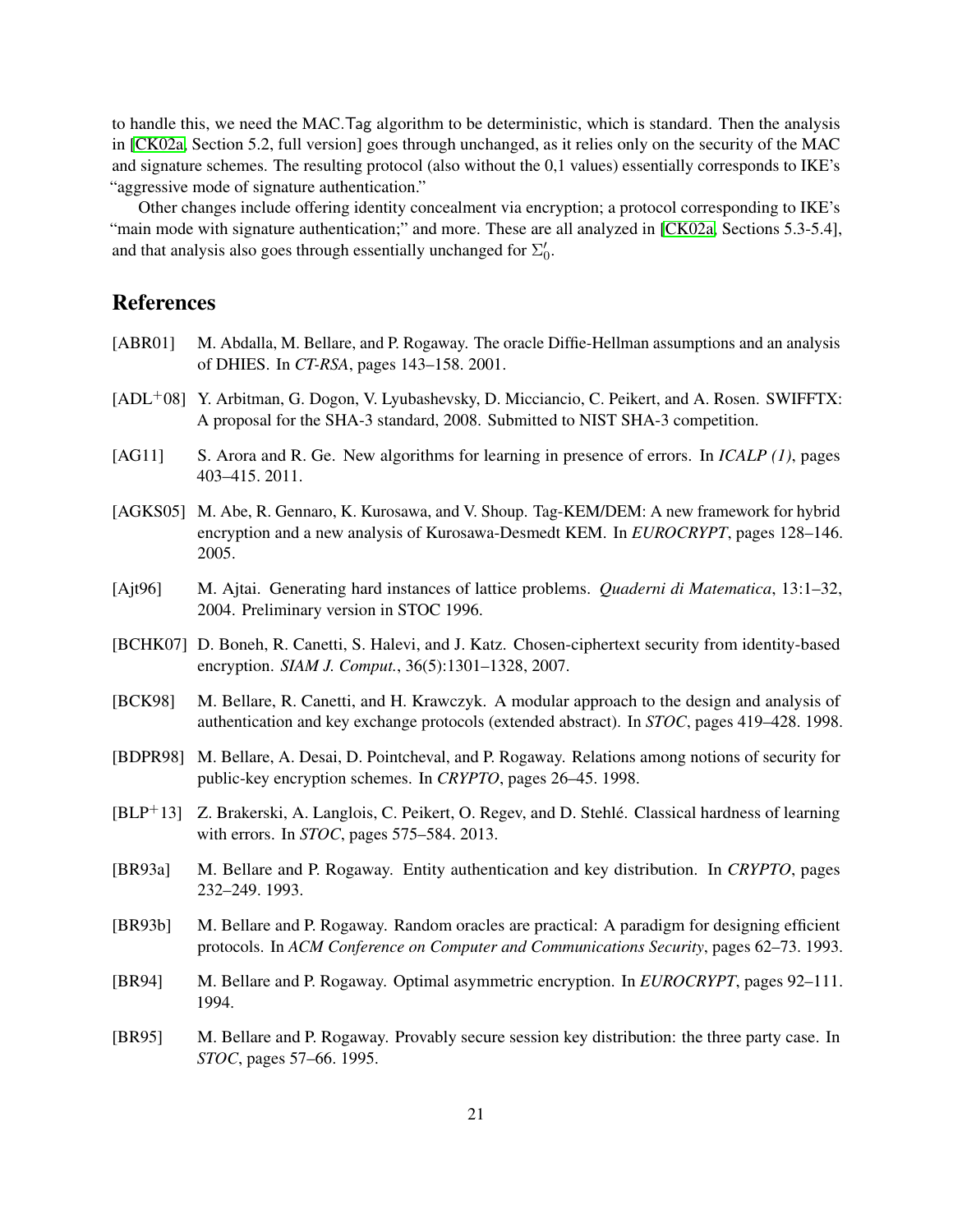to handle this, we need the MAC.Tag algorithm to be deterministic, which is standard. Then the analysis in [CK02a, Section 5.2, full version] goes through unchanged, as it relies only on the security of the MAC and signature schemes. The resulting protocol (also without the 0,1 values) essentially corresponds to IKE's "aggressive mode of signature authentication."

Other changes include offering identity concealment via encryption; a protocol corresponding to IKE's "main mode with signature authentication;" and more. These are all analyzed in [CK02a, Sections 5.3-5.4], and that analysis also goes through essentially unchanged for $\Sigma_0'$.

## References

[ABR01] M. Abdalla, M. Bellare, and P. Rogaway. The oracle Diffie-Hellman assumptions and an analysis of DHIES. In *CT-RSA*, pages 143–158. 2001.

[ADL+08] Y. Arbitman, G. Dogon, V. Lyubashevsky, D. Micciancio, C. Peikert, and A. Rosen. SWIFFTX: A proposal for the SHA-3 standard, 2008. Submitted to NIST SHA-3 competition.

[AG11] S. Arora and R. Ge. New algorithms for learning in presence of errors. In *ICALP (1)*, pages 403–415. 2011.

[AGKS05] M. Abe, R. Gennaro, K. Kurosawa, and V. Shoup. Tag-KEM/DEM: A new framework for hybrid encryption and a new analysis of Kurosawa-Desmedt KEM. In *EUROCRYPT*, pages 128–146. 2005.

[Ajt96] M. Ajtai. Generating hard instances of lattice problems. *Quaderni di Matematica*, 13:1–32, 2004. Preliminary version in STOC 1996.

[BCHK07] D. Boneh, R. Canetti, S. Halevi, and J. Katz. Chosen-ciphertext security from identity-based encryption. *SIAM J. Comput.*, 36(5):1301–1328, 2007.

[BCK98] M. Bellare, R. Canetti, and H. Krawczyk. A modular approach to the design and analysis of authentication and key exchange protocols (extended abstract). In *STOC*, pages 419–428. 1998.

[BDPR98] M. Bellare, A. Desai, D. Pointcheval, and P. Rogaway. Relations among notions of security for public-key encryption schemes. In *CRYPTO*, pages 26–45. 1998.

[BLP+13] Z. Brakerski, A. Langlois, C. Peikert, O. Regev, and D. Stehlé. Classical hardness of learning with errors. In *STOC*, pages 575–584. 2013.

[BR93a] M. Bellare and P. Rogaway. Entity authentication and key distribution. In *CRYPTO*, pages 232–249. 1993.

[BR93b] M. Bellare and P. Rogaway. Random oracles are practical: A paradigm for designing efficient protocols. In *ACM Conference on Computer and Communications Security*, pages 62–73. 1993.

[BR94] M. Bellare and P. Rogaway. Optimal asymmetric encryption. In *EUROCRYPT*, pages 92–111. 1994.

[BR95] M. Bellare and P. Rogaway. Provably secure session key distribution: the three party case. In *STOC*, pages 57–66. 1995.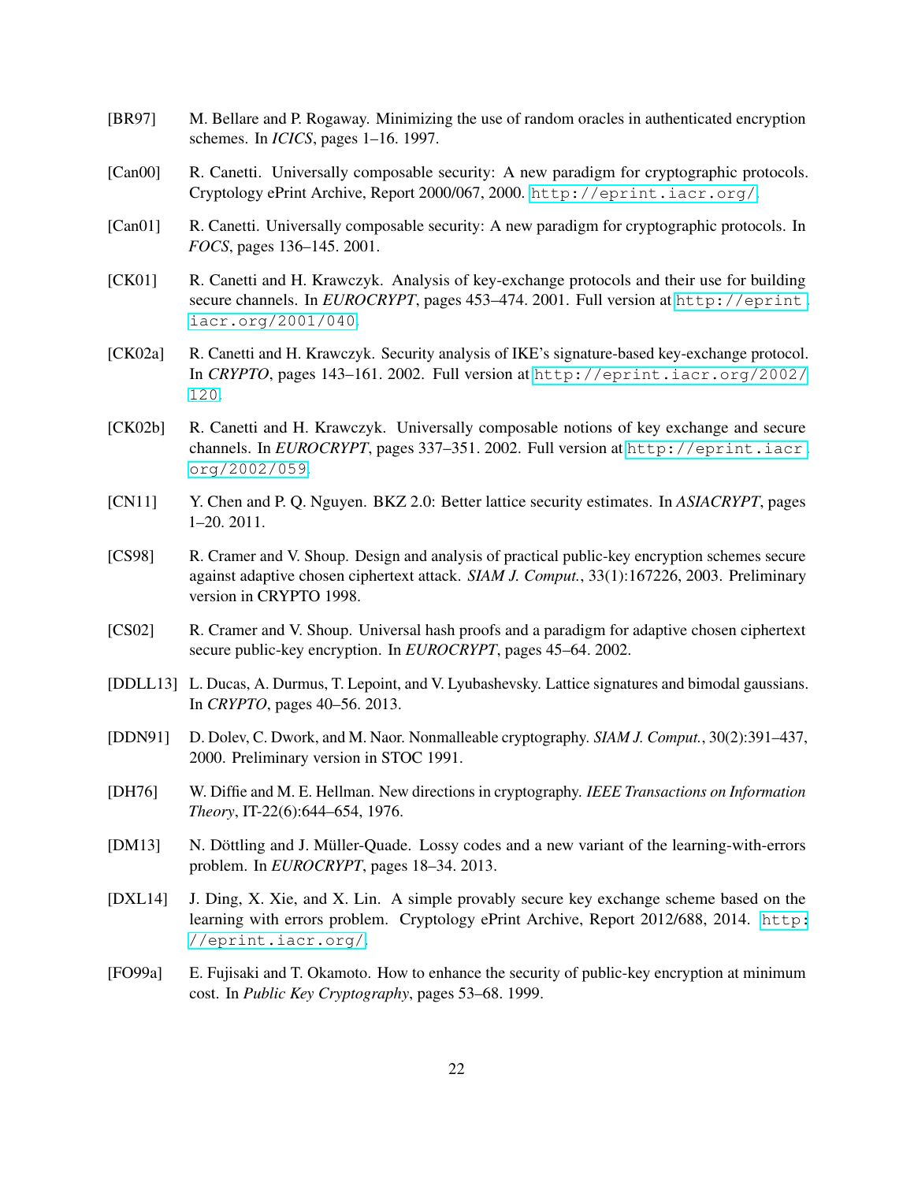[BR97] M. Bellare and P. Rogaway. Minimizing the use of random oracles in authenticated encryption schemes. In *ICICS*, pages 1–16. 1997.

[Can00] R. Canetti. Universally composable security: A new paradigm for cryptographic protocols. Cryptology ePrint Archive, Report 2000/067, 2000. `http://eprint.iacr.org/`.

[Can01] R. Canetti. Universally composable security: A new paradigm for cryptographic protocols. In *FOCS*, pages 136–145. 2001.

[CK01] R. Canetti and H. Krawczyk. Analysis of key-exchange protocols and their use for building secure channels. In *EUROCRYPT*, pages 453–474. 2001. Full version at `http://eprint.iacr.org/2001/040`.

[CK02a] R. Canetti and H. Krawczyk. Security analysis of IKE's signature-based key-exchange protocol. In *CRYPTO*, pages 143–161. 2002. Full version at `http://eprint.iacr.org/2002/120`.

[CK02b] R. Canetti and H. Krawczyk. Universally composable notions of key exchange and secure channels. In *EUROCRYPT*, pages 337–351. 2002. Full version at `http://eprint.iacr.org/2002/059`.

[CN11] Y. Chen and P. Q. Nguyen. BKZ 2.0: Better lattice security estimates. In *ASIACRYPT*, pages 1–20. 2011.

[CS98] R. Cramer and V. Shoup. Design and analysis of practical public-key encryption schemes secure against adaptive chosen ciphertext attack. *SIAM J. Comput.*, 33(1):167226, 2003. Preliminary version in CRYPTO 1998.

[CS02] R. Cramer and V. Shoup. Universal hash proofs and a paradigm for adaptive chosen ciphertext secure public-key encryption. In *EUROCRYPT*, pages 45–64. 2002.

[DDLL13] L. Ducas, A. Durmus, T. Lepoint, and V. Lyubashevsky. Lattice signatures and bimodal gaussians. In *CRYPTO*, pages 40–56. 2013.

[DDN91] D. Dolev, C. Dwork, and M. Naor. Nonmalleable cryptography. *SIAM J. Comput.*, 30(2):391–437, 2000. Preliminary version in STOC 1991.

[DH76] W. Diffie and M. E. Hellman. New directions in cryptography. *IEEE Transactions on Information Theory*, IT-22(6):644–654, 1976.

[DM13] N. Döttling and J. Müller-Quade. Lossy codes and a new variant of the learning-with-errors problem. In *EUROCRYPT*, pages 18–34. 2013.

[DXL14] J. Ding, X. Xie, and X. Lin. A simple provably secure key exchange scheme based on the learning with errors problem. Cryptology ePrint Archive, Report 2012/688, 2014. `http://eprint.iacr.org/`.

[FO99a] E. Fujisaki and T. Okamoto. How to enhance the security of public-key encryption at minimum cost. In *Public Key Cryptography*, pages 53–68. 1999.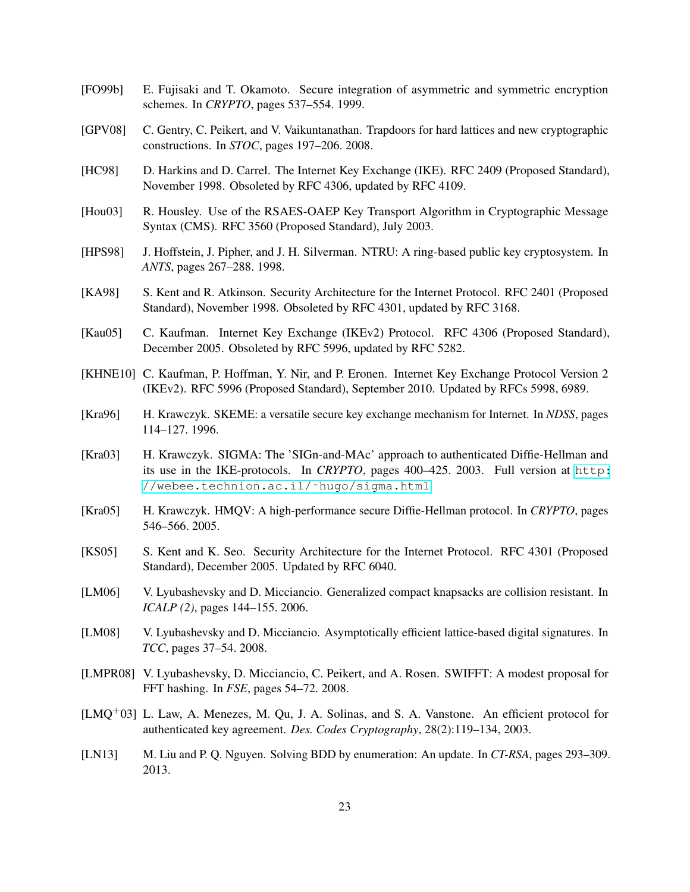[FO99b] E. Fujisaki and T. Okamoto. Secure integration of asymmetric and symmetric encryption schemes. In *CRYPTO*, pages 537–554. 1999.

[GPV08] C. Gentry, C. Peikert, and V. Vaikuntanathan. Trapdoors for hard lattices and new cryptographic constructions. In *STOC*, pages 197–206. 2008.

[HC98] D. Harkins and D. Carrel. The Internet Key Exchange (IKE). RFC 2409 (Proposed Standard), November 1998. Obsoleted by RFC 4306, updated by RFC 4109.

[Hou03] R. Housley. Use of the RSAES-OAEP Key Transport Algorithm in Cryptographic Message Syntax (CMS). RFC 3560 (Proposed Standard), July 2003.

[HPS98] J. Hoffstein, J. Pipher, and J. H. Silverman. NTRU: A ring-based public key cryptosystem. In *ANTS*, pages 267–288. 1998.

[KA98] S. Kent and R. Atkinson. Security Architecture for the Internet Protocol. RFC 2401 (Proposed Standard), November 1998. Obsoleted by RFC 4301, updated by RFC 3168.

[Kau05] C. Kaufman. Internet Key Exchange (IKEv2) Protocol. RFC 4306 (Proposed Standard), December 2005. Obsoleted by RFC 5996, updated by RFC 5282.

[KHNE10] C. Kaufman, P. Hoffman, Y. Nir, and P. Eronen. Internet Key Exchange Protocol Version 2 (IKEv2). RFC 5996 (Proposed Standard), September 2010. Updated by RFCs 5998, 6989.

[Kra96] H. Krawczyk. SKEME: a versatile secure key exchange mechanism for Internet. In *NDSS*, pages 114–127. 1996.

[Kra03] H. Krawczyk. SIGMA: The 'SIGn-and-MAc' approach to authenticated Diffie-Hellman and its use in the IKE-protocols. In *CRYPTO*, pages 400–425. 2003. Full version at `http://webee.technion.ac.il/~hugo/sigma.html`

[Kra05] H. Krawczyk. HMQV: A high-performance secure Diffie-Hellman protocol. In *CRYPTO*, pages 546–566. 2005.

[KS05] S. Kent and K. Seo. Security Architecture for the Internet Protocol. RFC 4301 (Proposed Standard), December 2005. Updated by RFC 6040.

[LM06] V. Lyubashevsky and D. Micciancio. Generalized compact knapsacks are collision resistant. In *ICALP (2)*, pages 144–155. 2006.

[LM08] V. Lyubashevsky and D. Micciancio. Asymptotically efficient lattice-based digital signatures. In *TCC*, pages 37–54. 2008.

[LMPR08] V. Lyubashevsky, D. Micciancio, C. Peikert, and A. Rosen. SWIFFT: A modest proposal for FFT hashing. In *FSE*, pages 54–72. 2008.

[LMQ+03] L. Law, A. Menezes, M. Qu, J. A. Solinas, and S. A. Vanstone. An efficient protocol for authenticated key agreement. *Des. Codes Cryptography*, 28(2):119–134, 2003.

[LN13] M. Liu and P. Q. Nguyen. Solving BDD by enumeration: An update. In *CT-RSA*, pages 293–309. 2013.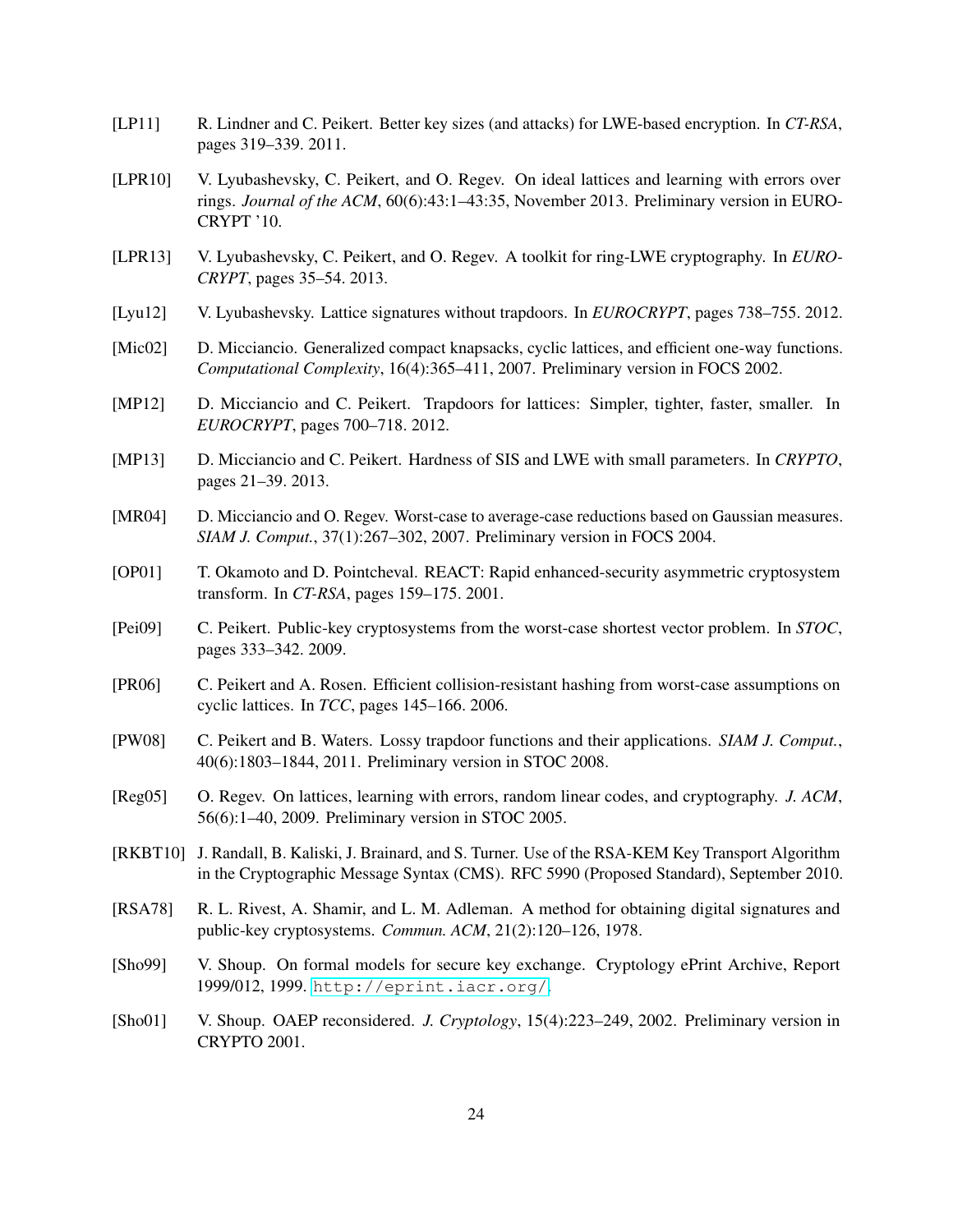[LP11] R. Lindner and C. Peikert. Better key sizes (and attacks) for LWE-based encryption. In *CT-RSA*, pages 319–339. 2011.

[LPR10] V. Lyubashevsky, C. Peikert, and O. Regev. On ideal lattices and learning with errors over rings. *Journal of the ACM*, 60(6):43:1–43:35, November 2013. Preliminary version in EUROCRYPT '10.

[LPR13] V. Lyubashevsky, C. Peikert, and O. Regev. A toolkit for ring-LWE cryptography. In *EUROCRYPT*, pages 35–54. 2013.

[Lyu12] V. Lyubashevsky. Lattice signatures without trapdoors. In *EUROCRYPT*, pages 738–755. 2012.

[Mic02] D. Micciancio. Generalized compact knapsacks, cyclic lattices, and efficient one-way functions. *Computational Complexity*, 16(4):365–411, 2007. Preliminary version in FOCS 2002.

[MP12] D. Micciancio and C. Peikert. Trapdoors for lattices: Simpler, tighter, faster, smaller. In *EUROCRYPT*, pages 700–718. 2012.

[MP13] D. Micciancio and C. Peikert. Hardness of SIS and LWE with small parameters. In *CRYPTO*, pages 21–39. 2013.

[MR04] D. Micciancio and O. Regev. Worst-case to average-case reductions based on Gaussian measures. *SIAM J. Comput.*, 37(1):267–302, 2007. Preliminary version in FOCS 2004.

[OP01] T. Okamoto and D. Pointcheval. REACT: Rapid enhanced-security asymmetric cryptosystem transform. In *CT-RSA*, pages 159–175. 2001.

[Pei09] C. Peikert. Public-key cryptosystems from the worst-case shortest vector problem. In *STOC*, pages 333–342. 2009.

[PR06] C. Peikert and A. Rosen. Efficient collision-resistant hashing from worst-case assumptions on cyclic lattices. In *TCC*, pages 145–166. 2006.

[PW08] C. Peikert and B. Waters. Lossy trapdoor functions and their applications. *SIAM J. Comput.*, 40(6):1803–1844, 2011. Preliminary version in STOC 2008.

[Reg05] O. Regev. On lattices, learning with errors, random linear codes, and cryptography. *J. ACM*, 56(6):1–40, 2009. Preliminary version in STOC 2005.

[RKBT10] J. Randall, B. Kaliski, J. Brainard, and S. Turner. Use of the RSA-KEM Key Transport Algorithm in the Cryptographic Message Syntax (CMS). RFC 5990 (Proposed Standard), September 2010.

[RSA78] R. L. Rivest, A. Shamir, and L. M. Adleman. A method for obtaining digital signatures and public-key cryptosystems. *Commun. ACM*, 21(2):120–126, 1978.

[Sho99] V. Shoup. On formal models for secure key exchange. Cryptology ePrint Archive, Report 1999/012, 1999. http://eprint.iacr.org/.

[Sho01] V. Shoup. OAEP reconsidered. *J. Cryptology*, 15(4):223–249, 2002. Preliminary version in CRYPTO 2001.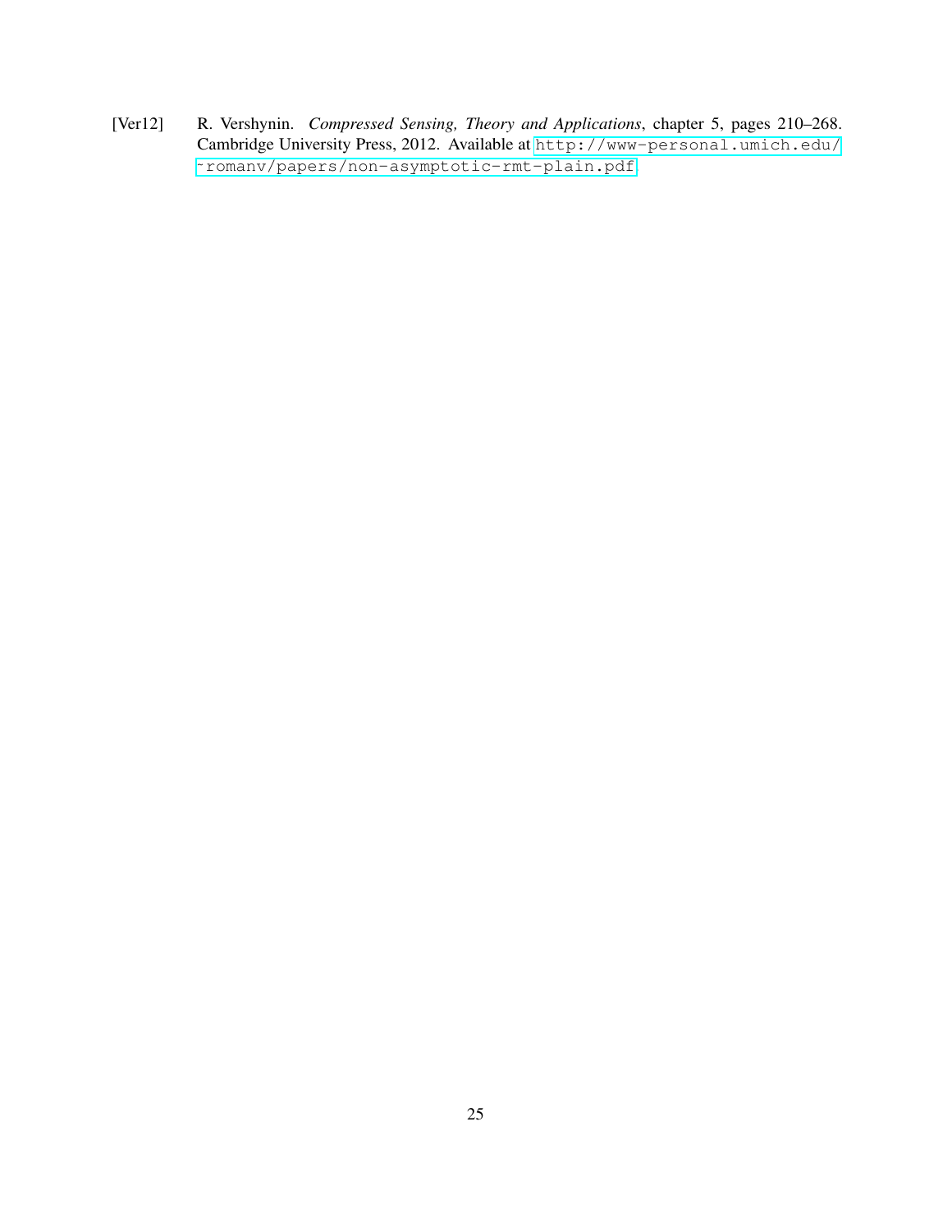[Ver12] R. Vershynin. *Compressed Sensing, Theory and Applications*, chapter 5, pages 210–268. Cambridge University Press, 2012. Available at http://www-personal.umich.edu/~romanv/papers/non-asymptotic-rmt-plain.pdf